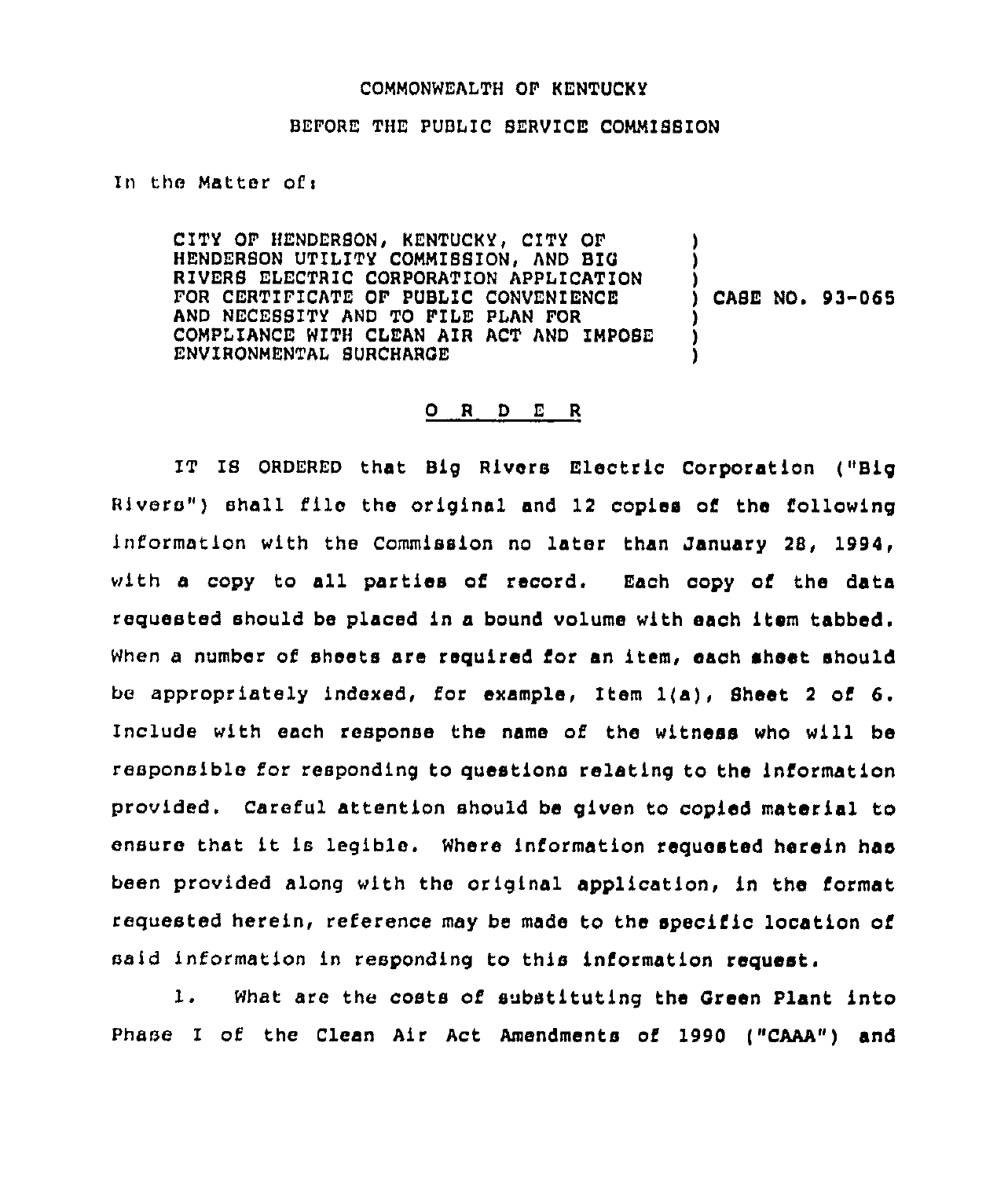COMMONWEALTH OF KENTUCKY

BEFORE THE PUBLIC SERVICE COMMISSION

In the Matter of:

CITY OF HENDERSON, KENTUCKY, CITY OF HENDERSON UTILITY COMMISSION, AND BIG RIVERS ELECTRIC CORPORATION APPLICATION FOR CERTIFICATE OF PUBLIC CONVENIENCE AND NECESSITY AND TO FILE PLAN FOR COMPLIANCE WITH CLEAN AIR ACT AND IMPOSE ENVIRONMENTAL SURCHARGE ) CASE NO. 93-065

O R D E R

IT IS ORDERED that Big Rivers Electric Corporation ("Big Rivers") shall file the original and 12 copies of the following information with the Commission no later than January 28, 1994, with a copy to all parties of record. Each copy of the data requested should be placed in a bound volume with each item tabbed. When a number of sheets are required for an item, each sheet should be appropriately indexed, for example, Item 1(a), Sheet 2 of 6. Include with each response the name of the witness who will be responsible for responding to questions relating to the information provided. Careful attention should be given to copied material to ensure that it is legible. Where information requested herein has been provided along with the original application, in the format requested herein, reference may be made to the specific location of said information in responding to this information request.

1. What are the costs of substituting the Green Plant into Phase I of the Clean Air Act Amendments of 1990 ("CAAA") and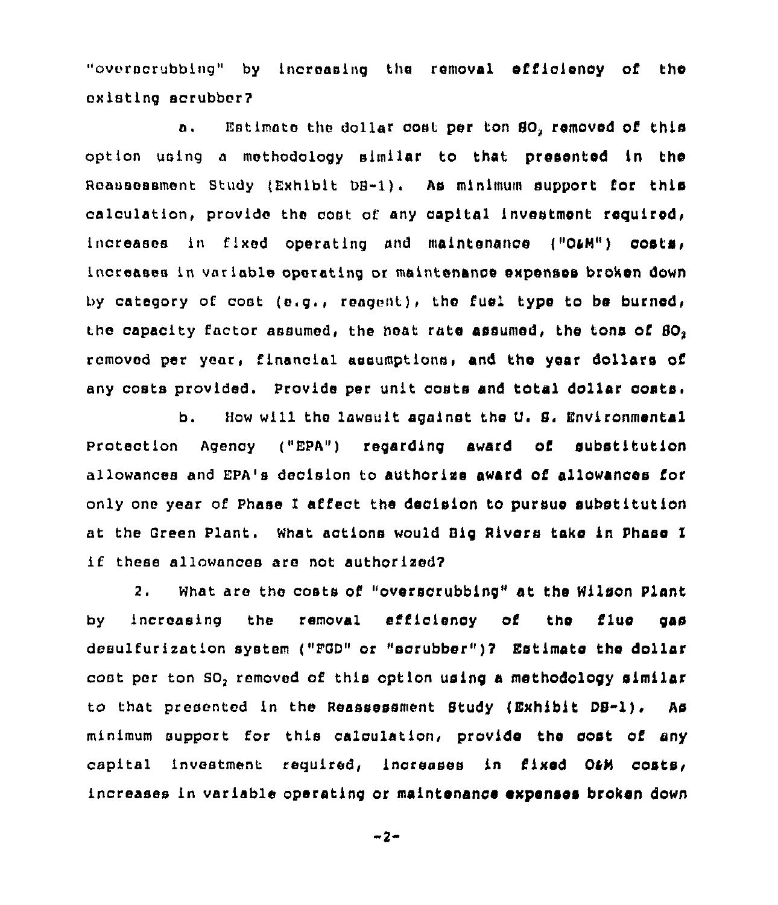"overscrubbing" by increasing the removal efficiency of the existing scrubber?

a. Estimate the dollar cost per ton $SO_2$ removed of this option using a methodology similar to that presented in the Reassessment Study (Exhibit DS-1). As minimum support for this calculation, provide the cost of any capital investment required, increases in fixed operating and maintenance ("O&M") costs, increases in variable operating or maintenance expenses broken down by category of cost (e.g., reagent), the fuel type to be burned, the capacity factor assumed, the heat rate assumed, the tons of $SO_2$ removed per year, financial assumptions, and the year dollars of any costs provided. Provide per unit costs and total dollar costs.

b. How will the lawsuit against the U. S. Environmental Protection Agency ("EPA") regarding award of substitution allowances and EPA's decision to authorize award of allowances for only one year of Phase I affect the decision to pursue substitution at the Green Plant. What actions would Big Rivers take in Phase I if these allowances are not authorized?

2. What are the costs of "overscrubbing" at the Wilson Plant by increasing the removal efficiency of the flue gas desulfurization system ("FGD" or "scrubber")? Estimate the dollar cost per ton $SO_2$ removed of this option using a methodology similar to that presented in the Reassessment Study (Exhibit DS-1). As minimum support for this calculation, provide the cost of any capital investment required, increases in fixed O&M costs, increases in variable operating or maintenance expenses broken down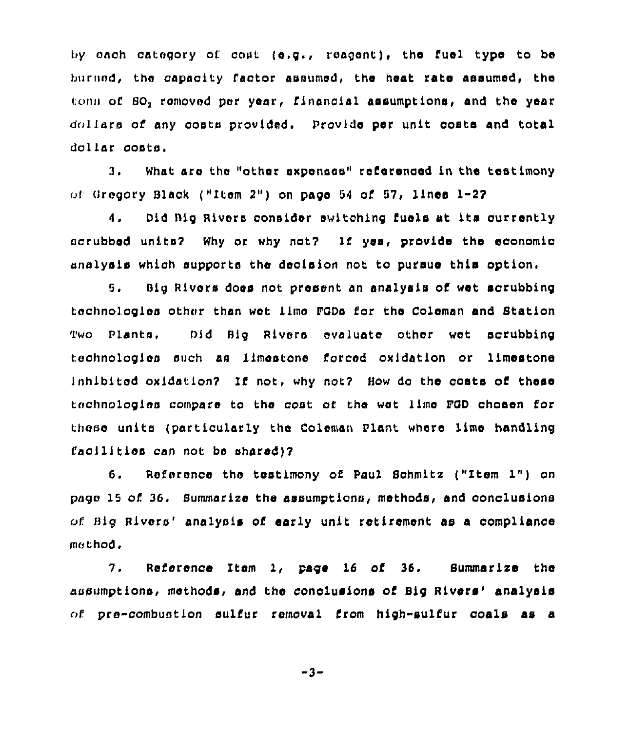by each category of cost (e.g., reagent), the fuel type to be burned, the capacity factor assumed, the heat rate assumed, the tons of $SO_2$ removed per year, financial assumptions, and the year dollars of any costs provided. Provide per unit costs and total dollar costs.

3. What are the "other expenses" referenced in the testimony of Gregory Black ("Item 2") on page 54 of 57, lines 1-2?

4. Did Big Rivers consider switching fuels at its currently scrubbed units? Why or why not? If yes, provide the economic analysis which supports the decision not to pursue this option.

5. Big Rivers does not present an analysis of wet scrubbing technologies other than wet lime FGDs for the Coleman and Station Two Plants. Did Big Rivers evaluate other wet scrubbing technologies such as limestone forced oxidation or limestone inhibited oxidation? If not, why not? How do the costs of these technologies compare to the cost of the wet lime FGD chosen for these units (particularly the Coleman Plant where lime handling facilities can not be shared)?

6. Reference the testimony of Paul Schmitz ("Item 1") on page 15 of 36. Summarize the assumptions, methods, and conclusions of Big Rivers' analysis of early unit retirement as a compliance method.

7. Reference Item 1, page 16 of 36. Summarize the assumptions, methods, and the conclusions of Big Rivers' analysis of pre-combustion sulfur removal from high-sulfur coals as a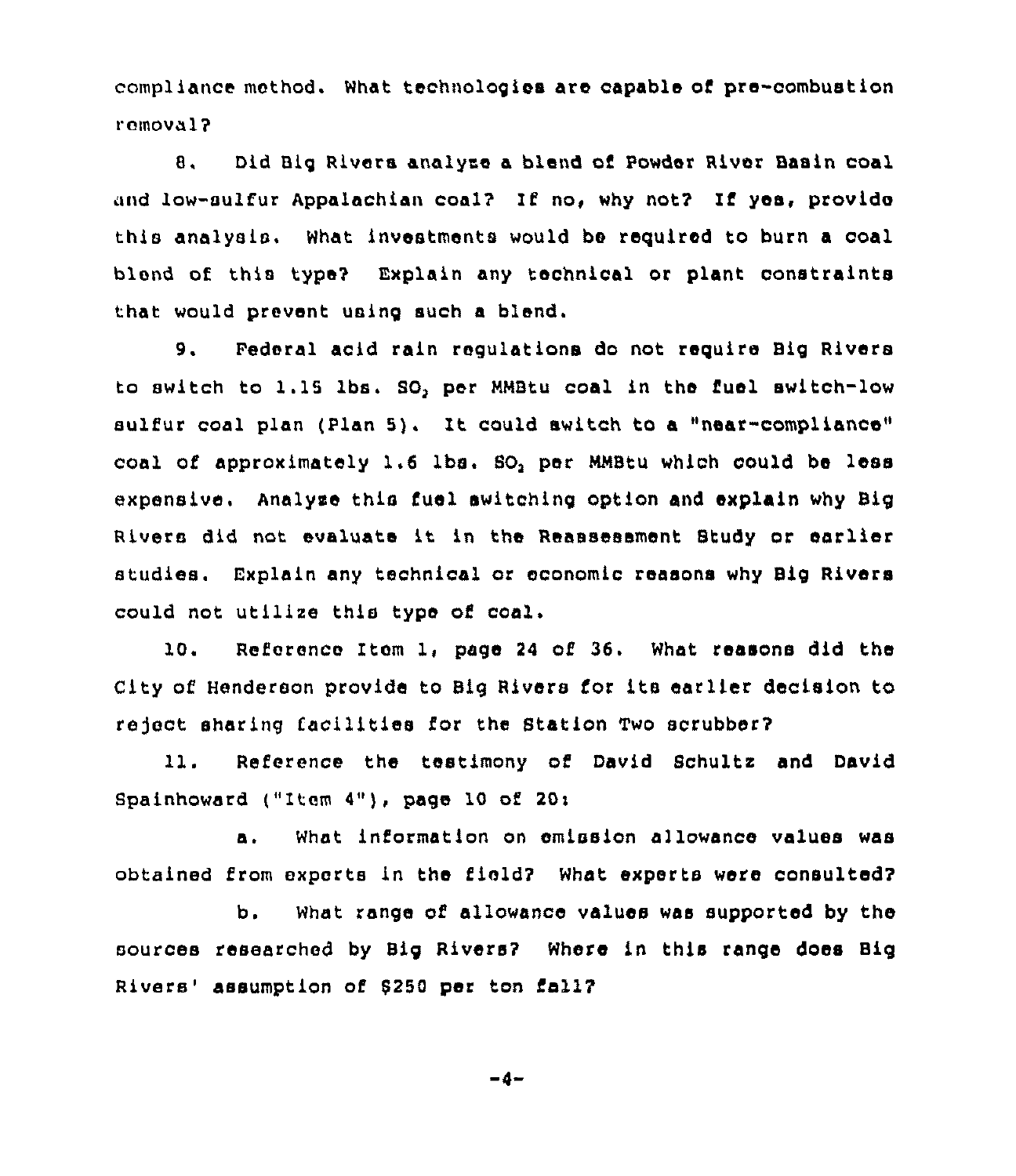compliance method. What technologies are capable of pre-combustion removal?

8. Did Big Rivers analyze a blend of Powder River Basin coal and low-sulfur Appalachian coal? If no, why not? If yes, provide this analysis. What investments would be required to burn a coal blend of this type? Explain any technical or plant constraints that would prevent using such a blend.

9. Federal acid rain regulations do not require Big Rivers to switch to 1.15 lbs. $SO_2$ per MMBtu coal in the fuel switch-low sulfur coal plan (Plan 5). It could switch to a "near-compliance" coal of approximately 1.6 lbs. $SO_2$ per MMBtu which could be less expensive. Analyze this fuel switching option and explain why Big Rivers did not evaluate it in the Reassessment Study or earlier studies. Explain any technical or economic reasons why Big Rivers could not utilize this type of coal.

10. Reference Item 1, page 24 of 36. What reasons did the City of Henderson provide to Big Rivers for its earlier decision to reject sharing facilities for the Station Two scrubber?

11. Reference the testimony of David Schultz and David Spainhoward ("Item 4"), page 10 of 20:

a. What information on emission allowance values was obtained from experts in the field? What experts were consulted?

b. What range of allowance values was supported by the sources researched by Big Rivers? Where in this range does Big Rivers' assumption of $250 per ton fall?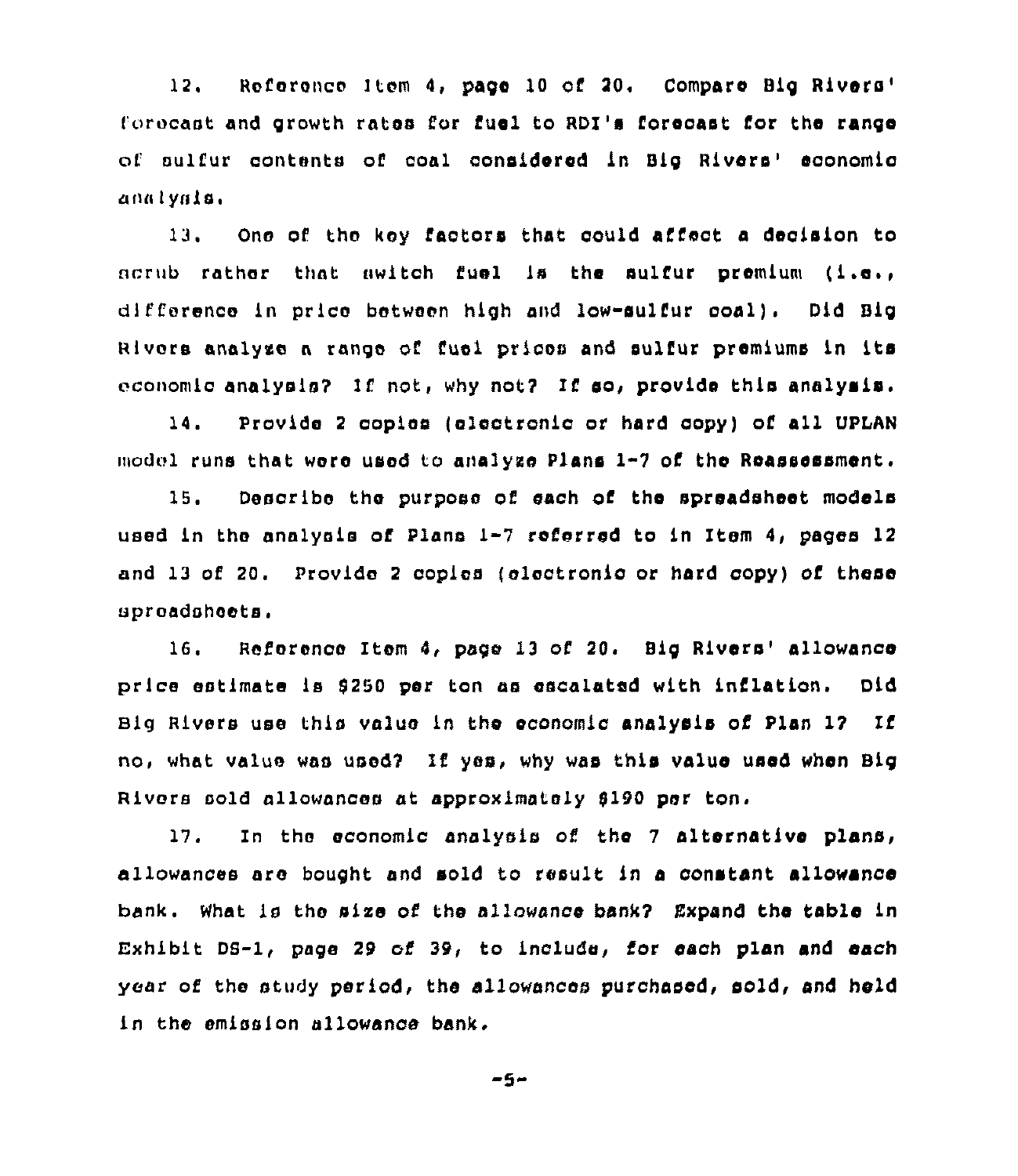12. Reference Item 4, page 10 of 20. Compare Big Rivers' forecast and growth rates for fuel to RDI's forecast for the range of sulfur contents of coal considered in Big Rivers' economic analysis.

13. One of the key factors that could affect a decision to scrub rather that switch fuel is the sulfur premium (i.e., difference in price between high and low-sulfur coal). Did Big Rivers analyze a range of fuel prices and sulfur premiums in its economic analysis? If not, why not? If so, provide this analysis.

14. Provide 2 copies (electronic or hard copy) of all UPLAN model runs that were used to analyze Plans 1-7 of the Reassessment.

15. Describe the purpose of each of the spreadsheet models used in the analysis of Plans 1-7 referred to in Item 4, pages 12 and 13 of 20. Provide 2 copies (electronic or hard copy) of these spreadsheets.

16. Reference Item 4, page 13 of 20. Big Rivers' allowance price estimate is $250 per ton as escalated with inflation. Did Big Rivers use this value in the economic analysis of Plan 1? If no, what value was used? If yes, why was this value used when Big Rivers sold allowances at approximately $190 per ton.

17. In the economic analysis of the 7 alternative plans, allowances are bought and sold to result in a constant allowance bank. What is the size of the allowance bank? Expand the table in Exhibit DS-1, page 29 of 39, to include, for each plan and each year of the study period, the allowances purchased, sold, and held in the emission allowance bank.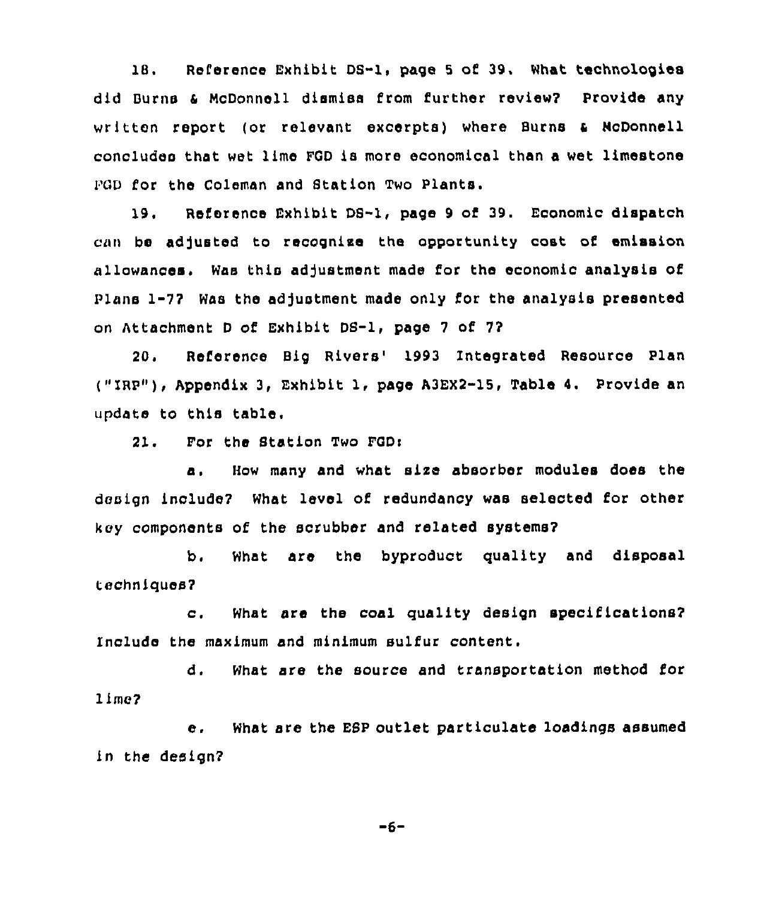18. Reference Exhibit DS-1, page 5 of 39. What technologies did Burns & McDonnell dismiss from further review? Provide any written report (or relevant excerpts) where Burns & McDonnell concludes that wet lime FGD is more economical than a wet limestone FGD for the Coleman and Station Two Plants.

19. Reference Exhibit DS-1, page 9 of 39. Economic dispatch can be adjusted to recognize the opportunity cost of emission allowances. Was this adjustment made for the economic analysis of Plans 1-7? Was the adjustment made only for the analysis presented on Attachment D of Exhibit DS-1, page 7 of 7?

20. Reference Big Rivers' 1993 Integrated Resource Plan ("IRP"), Appendix 3, Exhibit 1, page A3EX2-15, Table 4. Provide an update to this table.

21. For the Station Two FGD:

a. How many and what size absorber modules does the design include? What level of redundancy was selected for other key components of the scrubber and related systems?

b. What are the byproduct quality and disposal techniques?

c. What are the coal quality design specifications? Include the maximum and minimum sulfur content.

d. What are the source and transportation method for lime?

e. What are the ESP outlet particulate loadings assumed in the design?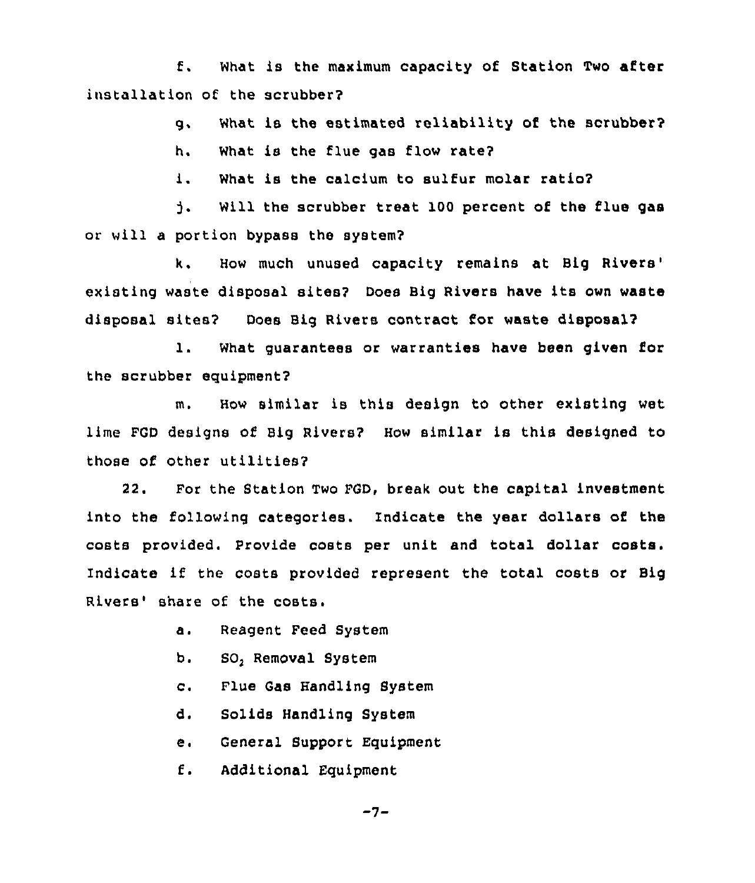f. What is the maximum capacity of Station Two after installation of the scrubber?

g. What is the estimated reliability of the scrubber?

h. What is the flue gas flow rate?

i. What is the calcium to sulfur molar ratio?

j. Will the scrubber treat 100 percent of the flue gas or will a portion bypass the system?

k. How much unused capacity remains at Big Rivers' existing waste disposal sites? Does Big Rivers have its own waste disposal sites? Does Big Rivers contract for waste disposal?

l. What guarantees or warranties have been given for the scrubber equipment?

m. How similar is this design to other existing wet lime FGD designs of Big Rivers? How similar is this designed to those of other utilities?

22. For the Station Two FGD, break out the capital investment into the following categories. Indicate the year dollars of the costs provided. Provide costs per unit and total dollar costs. Indicate if the costs provided represent the total costs or Big Rivers' share of the costs.

a. Reagent Feed System

b. $SO_2$ Removal System

c. Flue Gas Handling System

d. Solids Handling System

e. General Support Equipment

f. Additional Equipment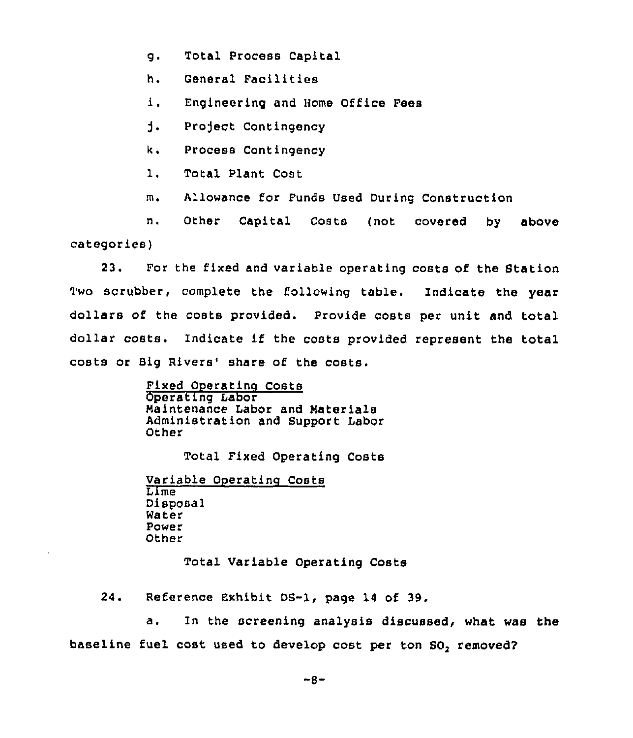g. Total Process Capital

h. General Facilities

i. Engineering and Home Office Fees

j. Project Contingency

k. Process Contingency

l. Total Plant Cost

m. Allowance for Funds Used During Construction

n. Other Capital Costs (not covered by above categories)

23. For the fixed and variable operating costs of the Station Two scrubber, complete the following table. Indicate the year dollars of the costs provided. Provide costs per unit and total dollar costs. Indicate if the costs provided represent the total costs or Big Rivers' share of the costs.

<u>Fixed Operating Costs</u>
Operating Labor
Maintenance Labor and Materials
Administration and Support Labor
Other

Total Fixed Operating Costs

<u>Variable Operating Costs</u>
Lime
Disposal
Water
Power
Other

Total Variable Operating Costs

24. Reference Exhibit DS-1, page 14 of 39.

a. In the screening analysis discussed, what was the baseline fuel cost used to develop cost per ton $SO_2$ removed?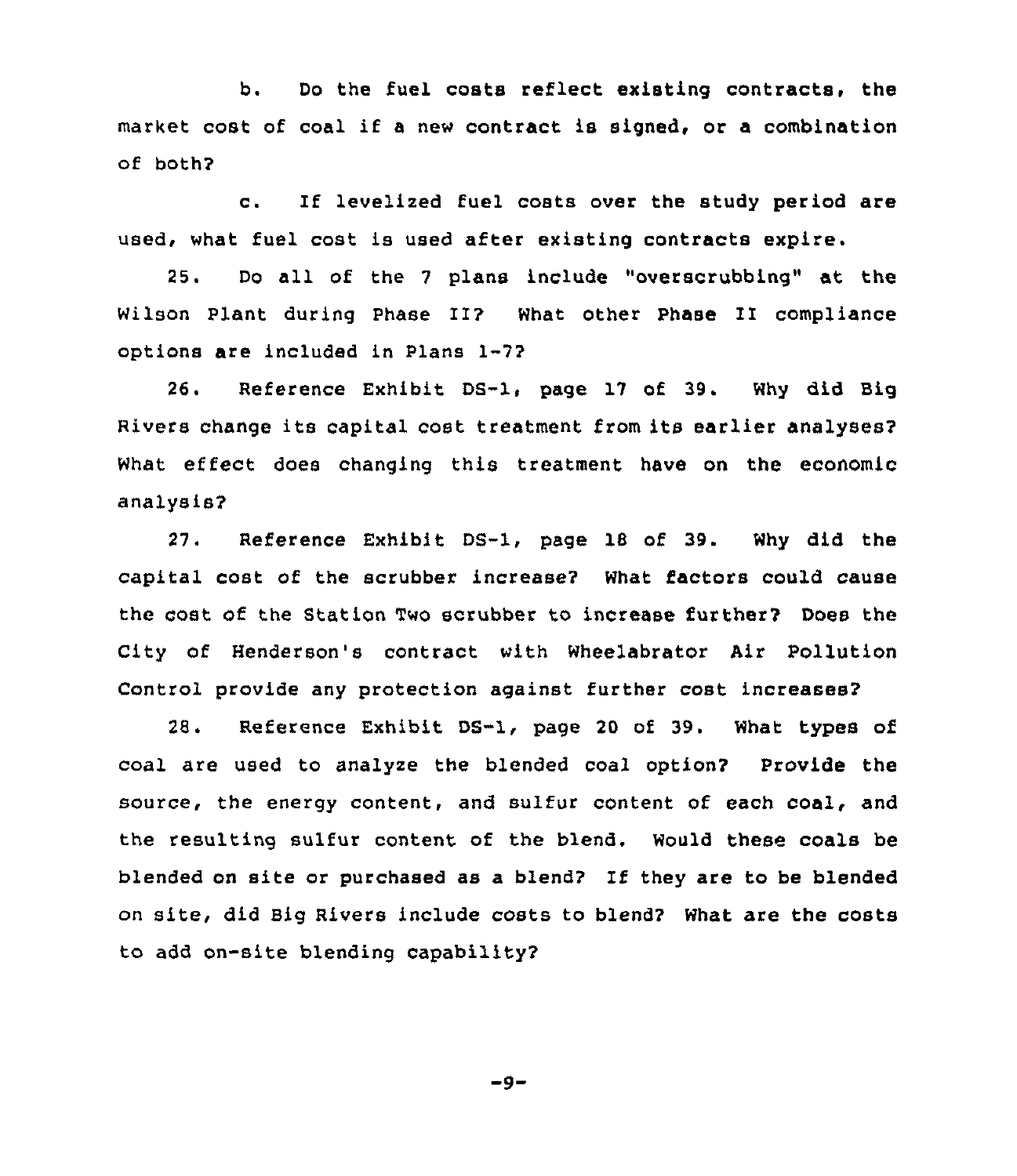b. Do the fuel costs reflect existing contracts, the market cost of coal if a new contract is signed, or a combination of both?

c. If levelized fuel costs over the study period are used, what fuel cost is used after existing contracts expire.

25. Do all of the 7 plans include "overscrubbing" at the Wilson Plant during Phase II? What other Phase II compliance options are included in Plans 1-7?

26. Reference Exhibit DS-1, page 17 of 39. Why did Big Rivers change its capital cost treatment from its earlier analyses? What effect does changing this treatment have on the economic analysis?

27. Reference Exhibit DS-1, page 18 of 39. Why did the capital cost of the scrubber increase? What factors could cause the cost of the Station Two scrubber to increase further? Does the City of Henderson's contract with Wheelabrator Air Pollution Control provide any protection against further cost increases?

28. Reference Exhibit DS-1, page 20 of 39. What types of coal are used to analyze the blended coal option? Provide the source, the energy content, and sulfur content of each coal, and the resulting sulfur content of the blend. Would these coals be blended on site or purchased as a blend? If they are to be blended on site, did Big Rivers include costs to blend? What are the costs to add on-site blending capability?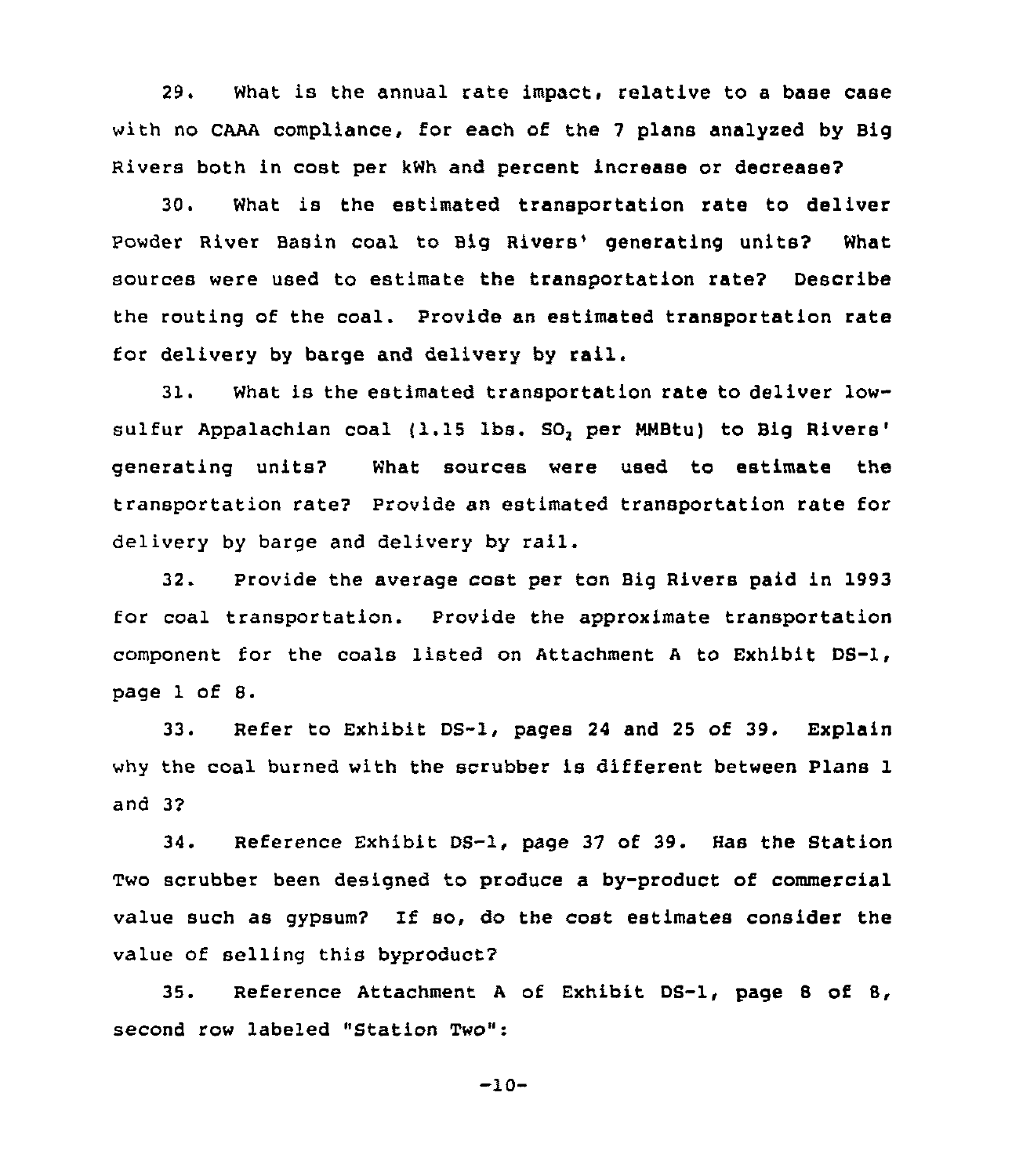29. What is the annual rate impact, relative to a base case with no CAAA compliance, for each of the 7 plans analyzed by Big Rivers both in cost per kWh and percent increase or decrease?

30. What is the estimated transportation rate to deliver Powder River Basin coal to Big Rivers' generating units? What sources were used to estimate the transportation rate? Describe the routing of the coal. Provide an estimated transportation rate for delivery by barge and delivery by rail.

31. What is the estimated transportation rate to deliver low-sulfur Appalachian coal (1.15 lbs. $SO_2$ per MMBtu) to Big Rivers' generating units? What sources were used to estimate the transportation rate? Provide an estimated transportation rate for delivery by barge and delivery by rail.

32. Provide the average cost per ton Big Rivers paid in 1993 for coal transportation. Provide the approximate transportation component for the coals listed on Attachment A to Exhibit DS-1, page 1 of 8.

33. Refer to Exhibit DS-1, pages 24 and 25 of 39. Explain why the coal burned with the scrubber is different between Plans 1 and 3?

34. Reference Exhibit DS-1, page 37 of 39. Has the Station Two scrubber been designed to produce a by-product of commercial value such as gypsum? If so, do the cost estimates consider the value of selling this byproduct?

35. Reference Attachment A of Exhibit DS-1, page 8 of 8, second row labeled "Station Two":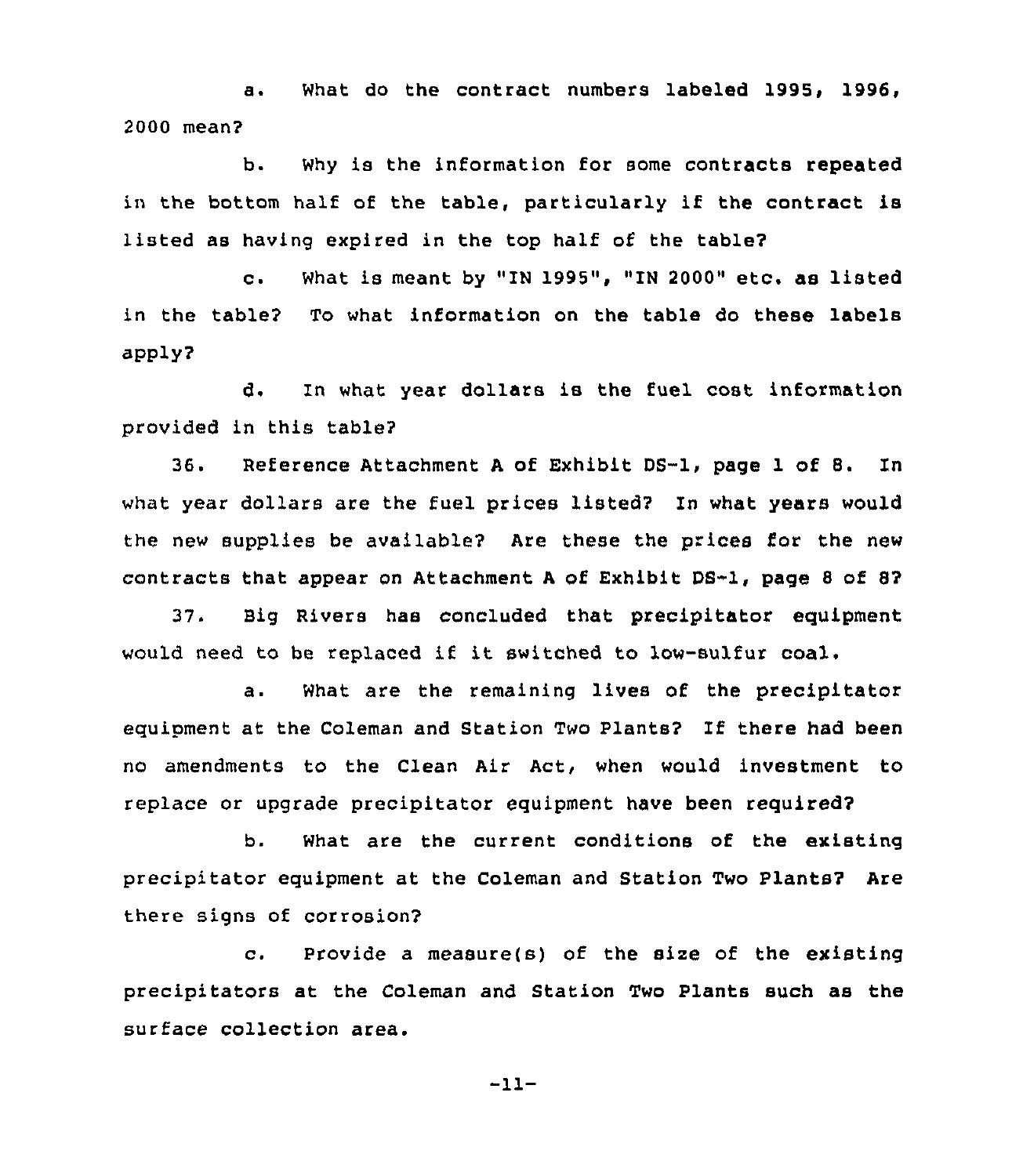a. What do the contract numbers labeled 1995, 1996, 2000 mean?

b. Why is the information for some contracts repeated in the bottom half of the table, particularly if the contract is listed as having expired in the top half of the table?

c. What is meant by "IN 1995", "IN 2000" etc. as listed in the table? To what information on the table do these labels apply?

d. In what year dollars is the fuel cost information provided in this table?

36. Reference Attachment A of Exhibit DS-1, page 1 of 8. In what year dollars are the fuel prices listed? In what years would the new supplies be available? Are these the prices for the new contracts that appear on Attachment A of Exhibit DS-1, page 8 of 8?

37. Big Rivers has concluded that precipitator equipment would need to be replaced if it switched to low-sulfur coal.

a. What are the remaining lives of the precipitator equipment at the Coleman and Station Two Plants? If there had been no amendments to the Clean Air Act, when would investment to replace or upgrade precipitator equipment have been required?

b. What are the current conditions of the existing precipitator equipment at the Coleman and Station Two Plants? Are there signs of corrosion?

c. Provide a measure(s) of the size of the existing precipitators at the Coleman and Station Two Plants such as the surface collection area.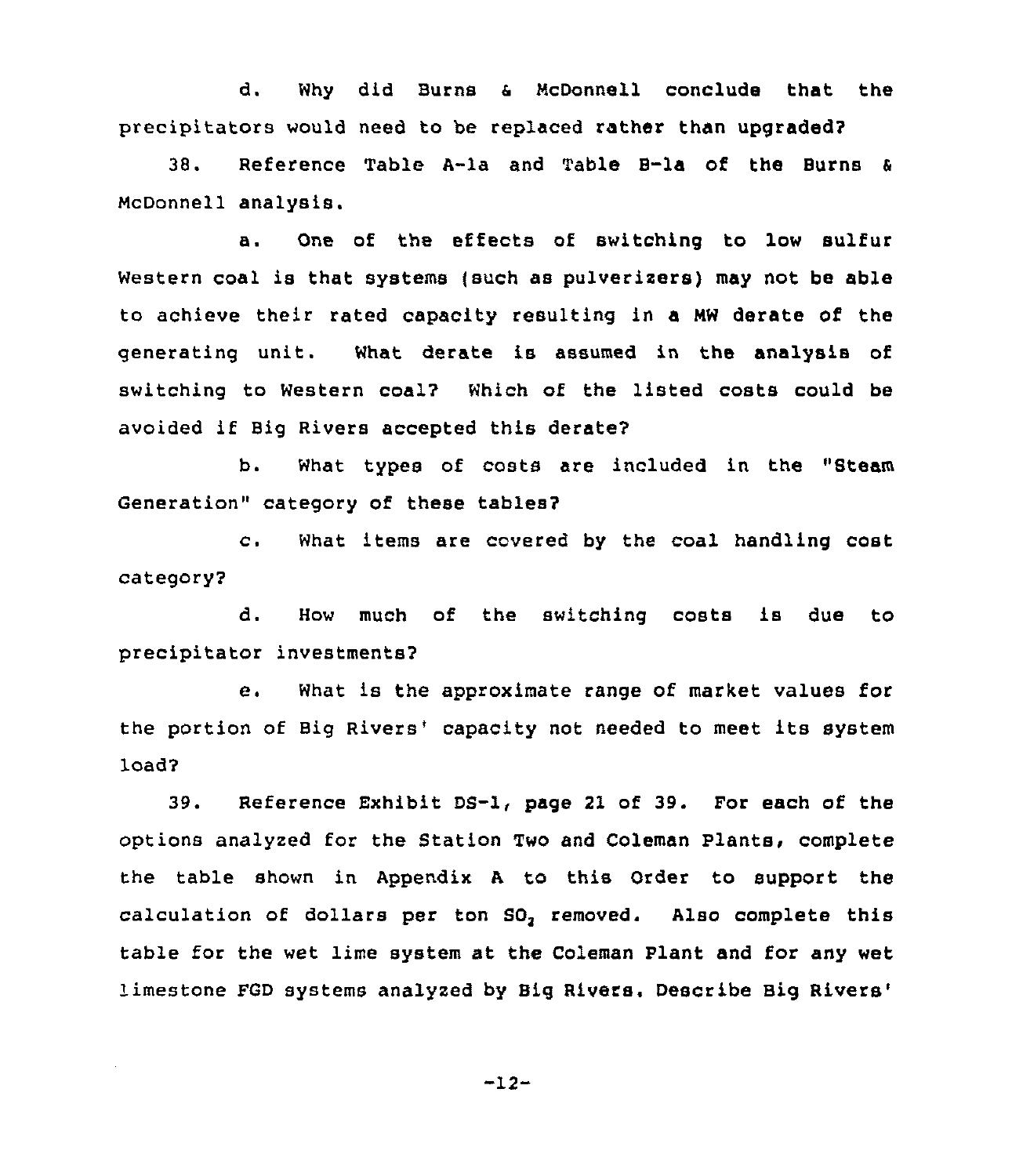d. Why did Burns & McDonnell conclude that the precipitators would need to be replaced rather than upgraded?

38. Reference Table A-1a and Table B-1a of the Burns & McDonnell analysis.

a. One of the effects of switching to low sulfur Western coal is that systems (such as pulverizers) may not be able to achieve their rated capacity resulting in a MW derate of the generating unit. What derate is assumed in the analysis of switching to Western coal? Which of the listed costs could be avoided if Big Rivers accepted this derate?

b. What types of costs are included in the "Steam Generation" category of these tables?

c. What items are covered by the coal handling cost category?

d. How much of the switching costs is due to precipitator investments?

e. What is the approximate range of market values for the portion of Big Rivers' capacity not needed to meet its system load?

39. Reference Exhibit DS-1, page 21 of 39. For each of the options analyzed for the Station Two and Coleman Plants, complete the table shown in Appendix A to this Order to support the calculation of dollars per ton $SO_2$ removed. Also complete this table for the wet lime system at the Coleman Plant and for any wet limestone FGD systems analyzed by Big Rivers. Describe Big Rivers'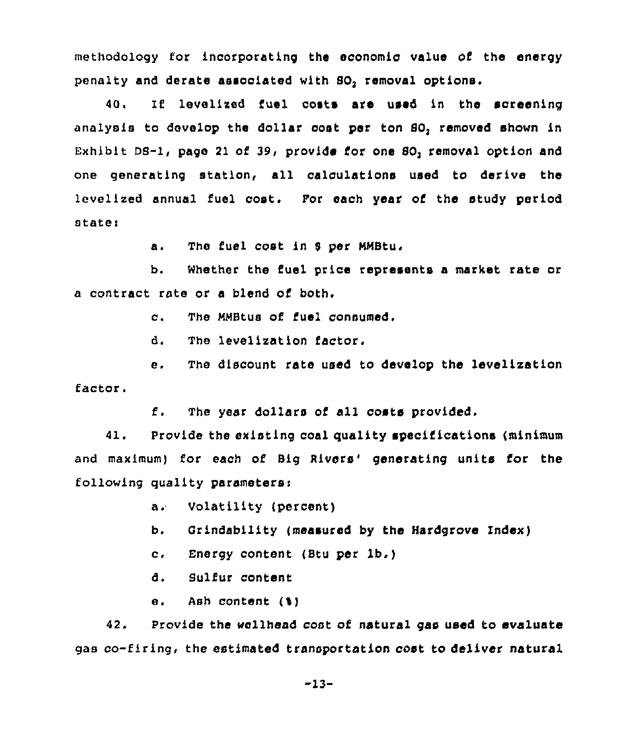methodology for incorporating the economic value of the energy penalty and derate associated with $SO_2$ removal options.

40. If levelized fuel costs are used in the screening analysis to develop the dollar cost per ton $SO_2$ removed shown in Exhibit DS-1, page 21 of 39, provide for one $SO_2$ removal option and one generating station, all calculations used to derive the levelized annual fuel cost. For each year of the study period state:

a. The fuel cost in $ per MMBtu.

b. Whether the fuel price represents a market rate or a contract rate or a blend of both.

c. The MMBtus of fuel consumed.

d. The levelization factor.

e. The discount rate used to develop the levelization factor.

f. The year dollars of all costs provided.

41. Provide the existing coal quality specifications (minimum and maximum) for each of Big Rivers' generating units for the following quality parameters:

a. Volatility (percent)

b. Grindability (measured by the Hardgrove Index)

c. Energy content (Btu per lb.)

d. Sulfur content

e. Ash content (%)

42. Provide the wellhead cost of natural gas used to evaluate gas co-firing, the estimated transportation cost to deliver natural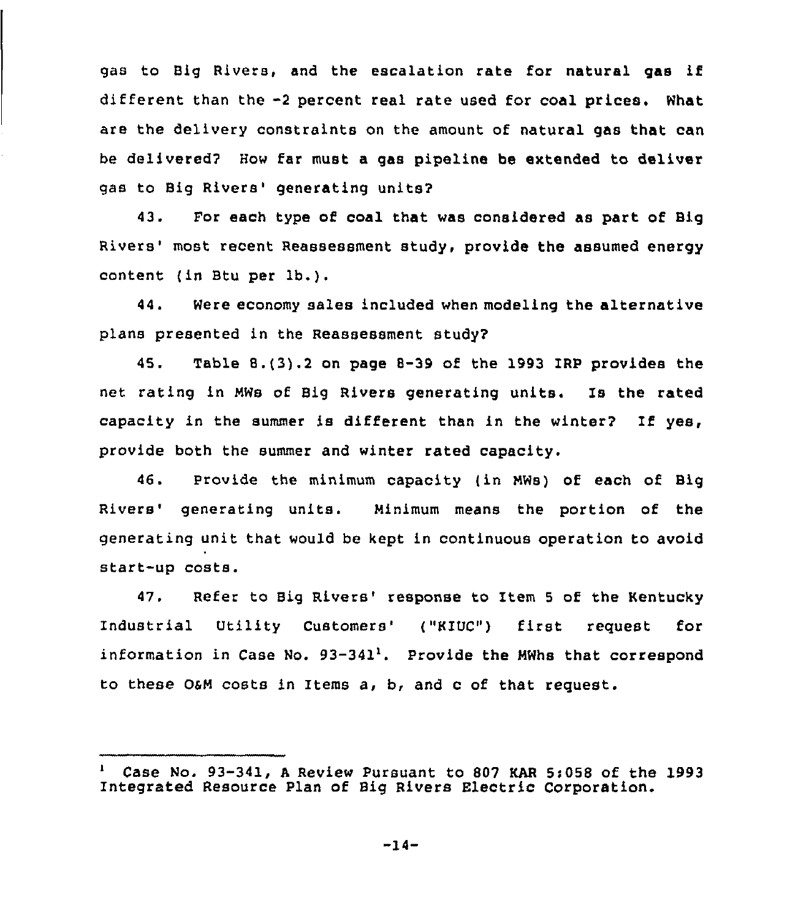gas to Big Rivers, and the escalation rate for natural gas if different than the -2 percent real rate used for coal prices. What are the delivery constraints on the amount of natural gas that can be delivered? How far must a gas pipeline be extended to deliver gas to Big Rivers' generating units?

43. For each type of coal that was considered as part of Big Rivers' most recent Reassessment study, provide the assumed energy content (in Btu per lb.).

44. Were economy sales included when modeling the alternative plans presented in the Reassessment study?

45. Table 8.(3).2 on page 8-39 of the 1993 IRP provides the net rating in MWs of Big Rivers generating units. Is the rated capacity in the summer is different than in the winter? If yes, provide both the summer and winter rated capacity.

46. Provide the minimum capacity (in MWs) of each of Big Rivers' generating units. Minimum means the portion of the generating unit that would be kept in continuous operation to avoid start-up costs.

47. Refer to Big Rivers' response to Item 5 of the Kentucky Industrial Utility Customers' ("KIUC") first request for information in Case No. 93-341[1]. Provide the MWhs that correspond to these O&M costs in Items a, b, and c of that request.

---

[1] Case No. 93-341, A Review Pursuant to 807 KAR 5:058 of the 1993 Integrated Resource Plan of Big Rivers Electric Corporation.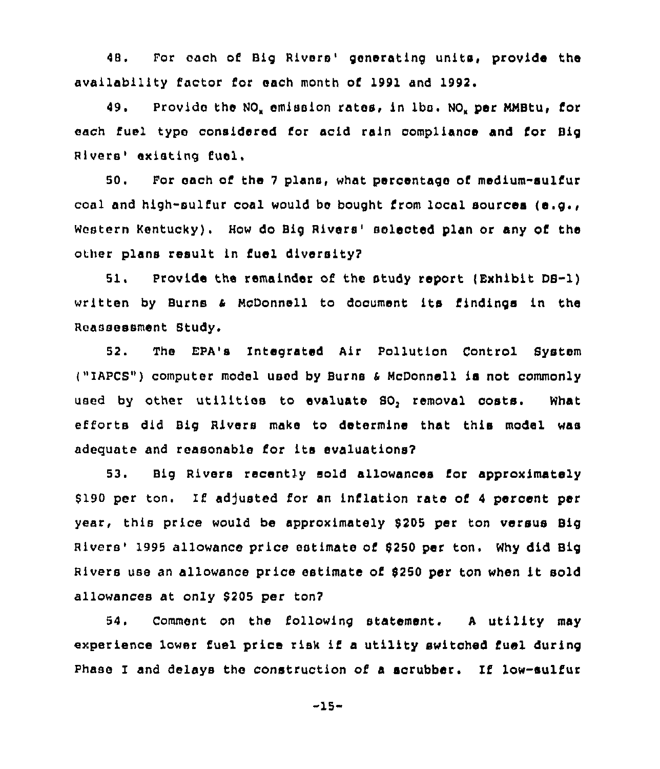48. For each of Big Rivers' generating units, provide the availability factor for each month of 1991 and 1992.

49. Provide the $NO_x$ emission rates, in lbs. $NO_x$ per MMBtu, for each fuel type considered for acid rain compliance and for Big Rivers' existing fuel.

50. For each of the 7 plans, what percentage of medium-sulfur coal and high-sulfur coal would be bought from local sources (e.g., Western Kentucky). How do Big Rivers' selected plan or any of the other plans result in fuel diversity?

51. Provide the remainder of the study report (Exhibit DB-1) written by Burns & McDonnell to document its findings in the Reassessment Study.

52. The EPA's Integrated Air Pollution Control System ("IAPCS") computer model used by Burns & McDonnell is not commonly used by other utilities to evaluate $SO_2$ removal costs. What efforts did Big Rivers make to determine that this model was adequate and reasonable for its evaluations?

53. Big Rivers recently sold allowances for approximately $190 per ton. If adjusted for an inflation rate of 4 percent per year, this price would be approximately $205 per ton versus Big Rivers' 1995 allowance price estimate of $250 per ton. Why did Big Rivers use an allowance price estimate of $250 per ton when it sold allowances at only $205 per ton?

54. Comment on the following statement. A utility may experience lower fuel price risk if a utility switched fuel during Phase I and delays the construction of a scrubber. If low-sulfur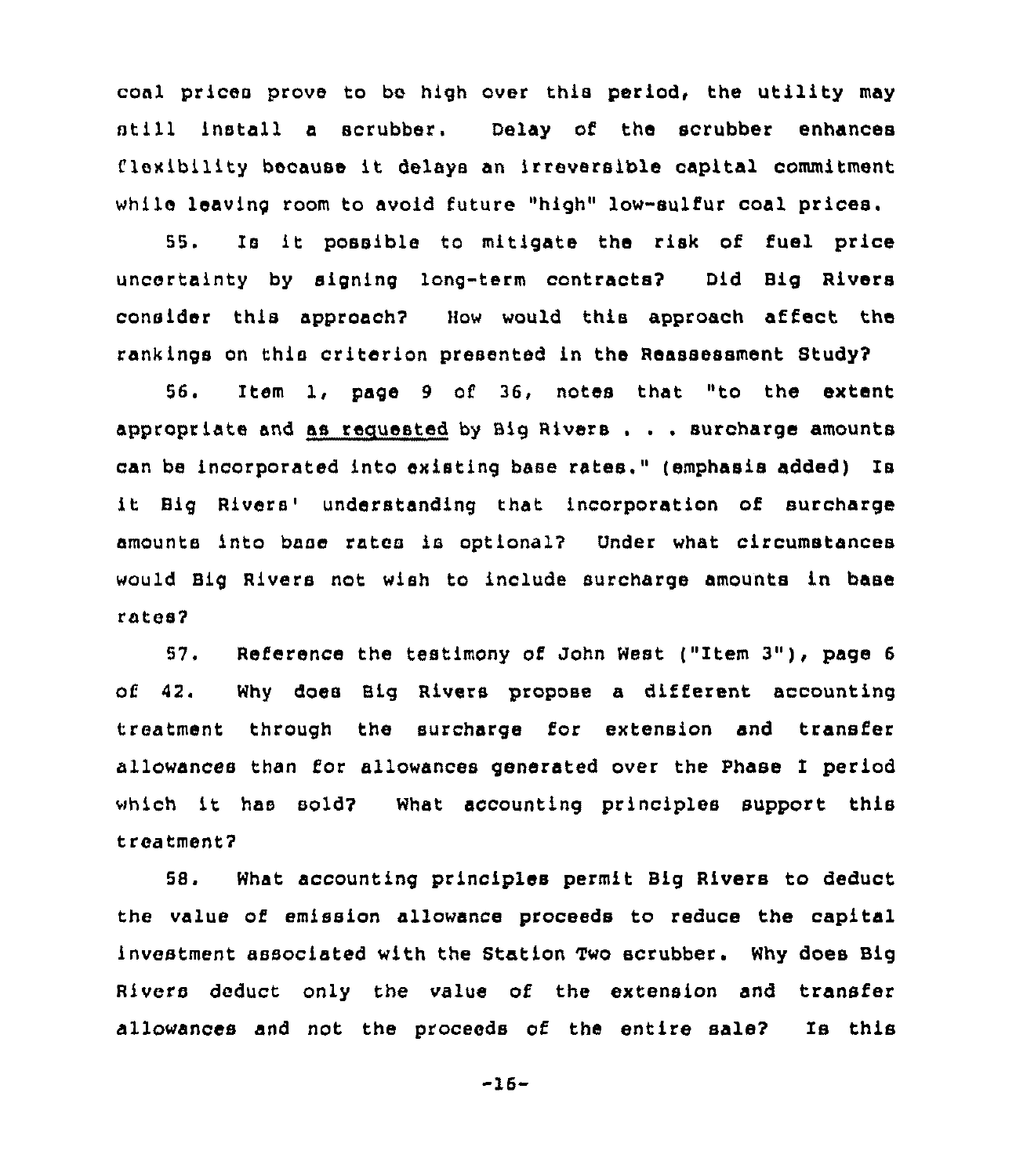coal prices prove to be high over this period, the utility may still install a scrubber. Delay of the scrubber enhances flexibility because it delays an irreversible capital commitment while leaving room to avoid future "high" low-sulfur coal prices.

55. Is it possible to mitigate the risk of fuel price uncertainty by signing long-term contracts? Did Big Rivers consider this approach? How would this approach affect the rankings on this criterion presented in the Reassessment Study?

56. Item 1, page 9 of 36, notes that "to the extent appropriate and as requested by Big Rivers . . . surcharge amounts can be incorporated into existing base rates." (emphasis added) Is it Big Rivers' understanding that incorporation of surcharge amounts into base rates is optional? Under what circumstances would Big Rivers not wish to include surcharge amounts in base rates?

57. Reference the testimony of John West ("Item 3"), page 6 of 42. Why does Big Rivers propose a different accounting treatment through the surcharge for extension and transfer allowances than for allowances generated over the Phase I period which it has sold? What accounting principles support this treatment?

58. What accounting principles permit Big Rivers to deduct the value of emission allowance proceeds to reduce the capital investment associated with the Station Two scrubber. Why does Big Rivers deduct only the value of the extension and transfer allowances and not the proceeds of the entire sale? Is this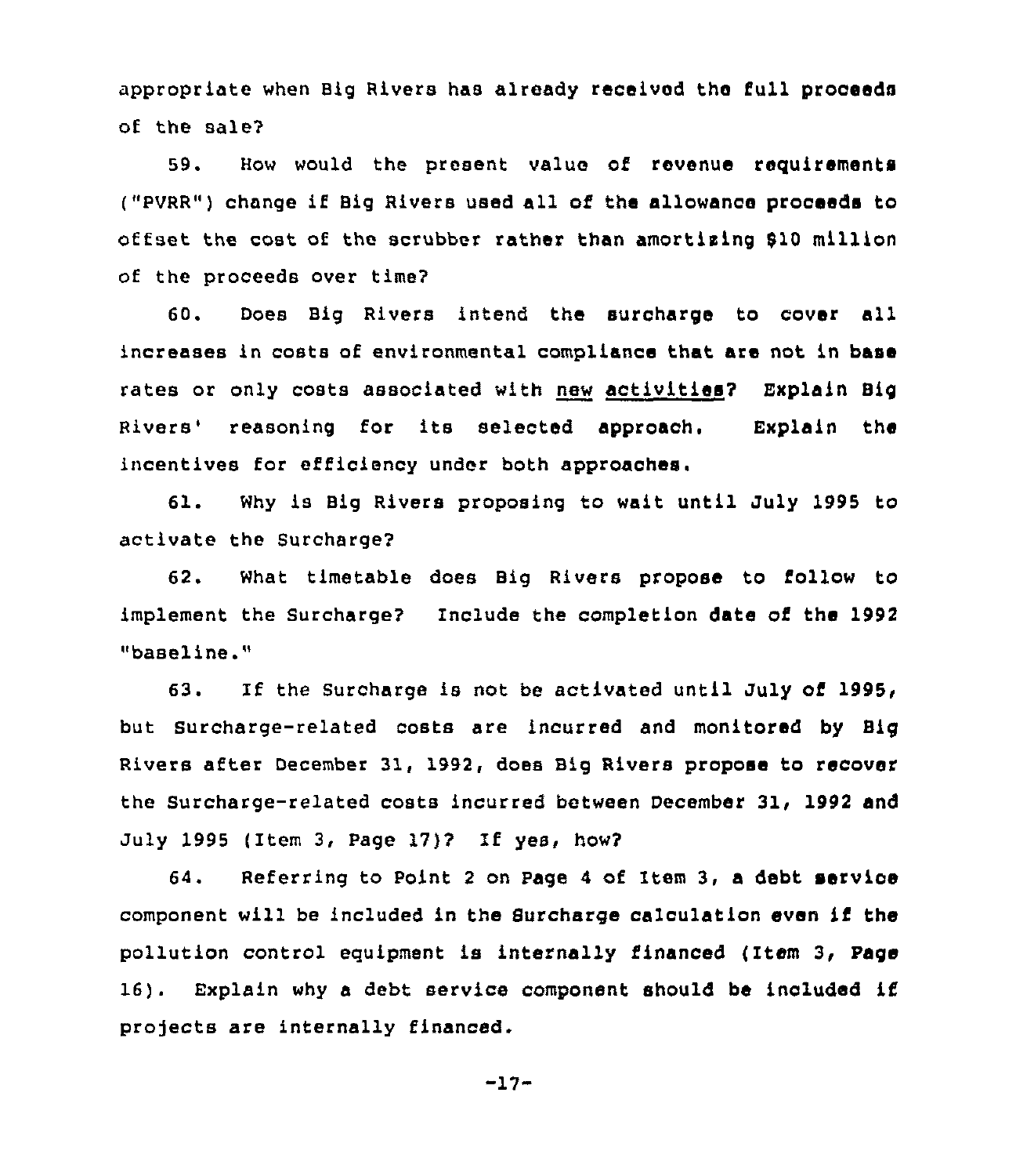appropriate when Big Rivers has already received the full proceeds of the sale?

59. How would the present value of revenue requirements ("PVRR") change if Big Rivers used all of the allowance proceeds to offset the cost of the scrubber rather than amortizing $10 million of the proceeds over time?

60. Does Big Rivers intend the surcharge to cover all increases in costs of environmental compliance that are not in base rates or only costs associated with new activities? Explain Big Rivers' reasoning for its selected approach. Explain the incentives for efficiency under both approaches.

61. Why is Big Rivers proposing to wait until July 1995 to activate the Surcharge?

62. What timetable does Big Rivers propose to follow to implement the Surcharge? Include the completion date of the 1992 "baseline."

63. If the Surcharge is not be activated until July of 1995, but Surcharge-related costs are incurred and monitored by Big Rivers after December 31, 1992, does Big Rivers propose to recover the Surcharge-related costs incurred between December 31, 1992 and July 1995 (Item 3, Page 17)? If yes, how?

64. Referring to Point 2 on Page 4 of Item 3, a debt service component will be included in the Surcharge calculation even if the pollution control equipment is internally financed (Item 3, Page 16). Explain why a debt service component should be included if projects are internally financed.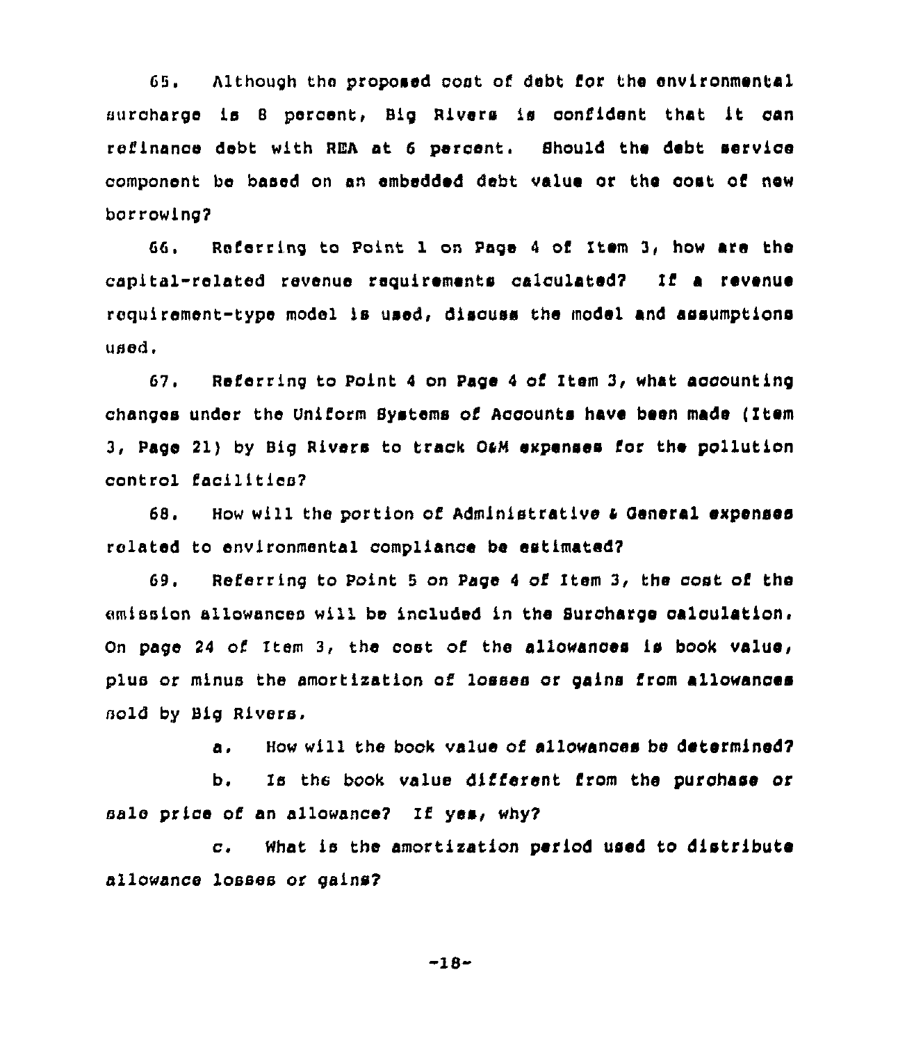65. Although the proposed cost of debt for the environmental surcharge is 8 percent, Big Rivers is confident that it can refinance debt with REA at 6 percent. Should the debt service component be based on an embedded debt value or the cost of new borrowing?

66. Referring to Point 1 on Page 4 of Item 3, how are the capital-related revenue requirements calculated? If a revenue requirement-type model is used, discuss the model and assumptions used.

67. Referring to Point 4 on Page 4 of Item 3, what accounting changes under the Uniform Systems of Accounts have been made (Item 3, Page 21) by Big Rivers to track O&M expenses for the pollution control facilities?

68. How will the portion of Administrative & General expenses related to environmental compliance be estimated?

69. Referring to Point 5 on Page 4 of Item 3, the cost of the emission allowances will be included in the Surcharge calculation. On page 24 of Item 3, the cost of the allowances is book value, plus or minus the amortization of losses or gains from allowances sold by Big Rivers.

a. How will the book value of allowances be determined?

b. Is the book value different from the purchase or sale price of an allowance? If yes, why?

c. What is the amortization period used to distribute allowance losses or gains?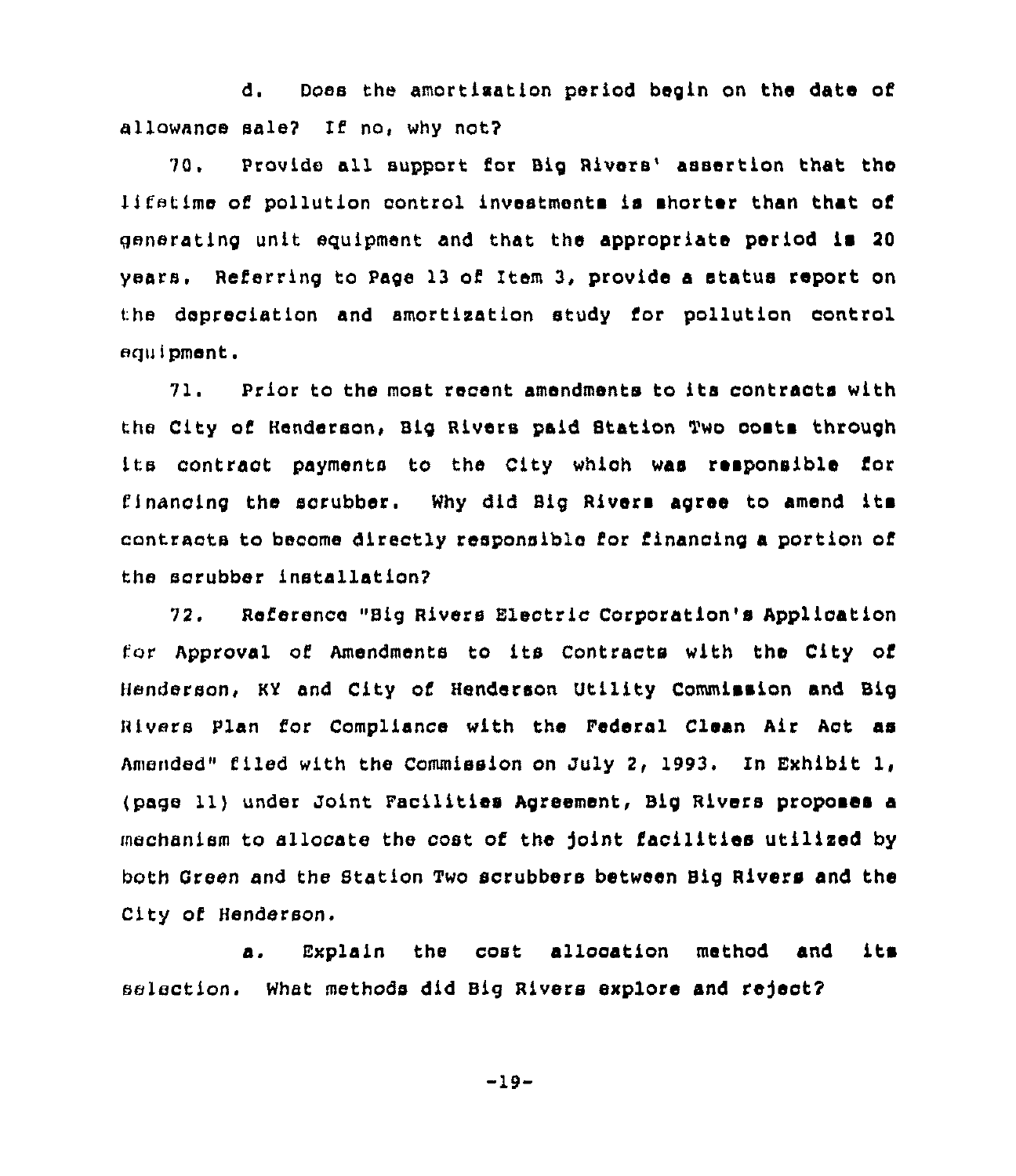d. Does the amortization period begin on the date of allowance sale? If no, why not?

70. Provide all support for Big Rivers' assertion that the lifetime of pollution control investments is shorter than that of generating unit equipment and that the appropriate period is 20 years. Referring to Page 13 of Item 3, provide a status report on the depreciation and amortization study for pollution control equipment.

71. Prior to the most recent amendments to its contracts with the City of Henderson, Big Rivers paid Station Two costs through its contract payments to the City which was responsible for financing the scrubber. Why did Big Rivers agree to amend its contracts to become directly responsible for financing a portion of the scrubber installation?

72. Reference "Big Rivers Electric Corporation's Application for Approval of Amendments to its Contracts with the City of Henderson, KY and City of Henderson Utility Commission and Big Rivers Plan for Compliance with the Federal Clean Air Act as Amended" filed with the Commission on July 2, 1993. In Exhibit 1, (page 11) under Joint Facilities Agreement, Big Rivers proposes a mechanism to allocate the cost of the joint facilities utilized by both Green and the Station Two scrubbers between Big Rivers and the City of Henderson.

a. Explain the cost allocation method and its selection. What methods did Big Rivers explore and reject?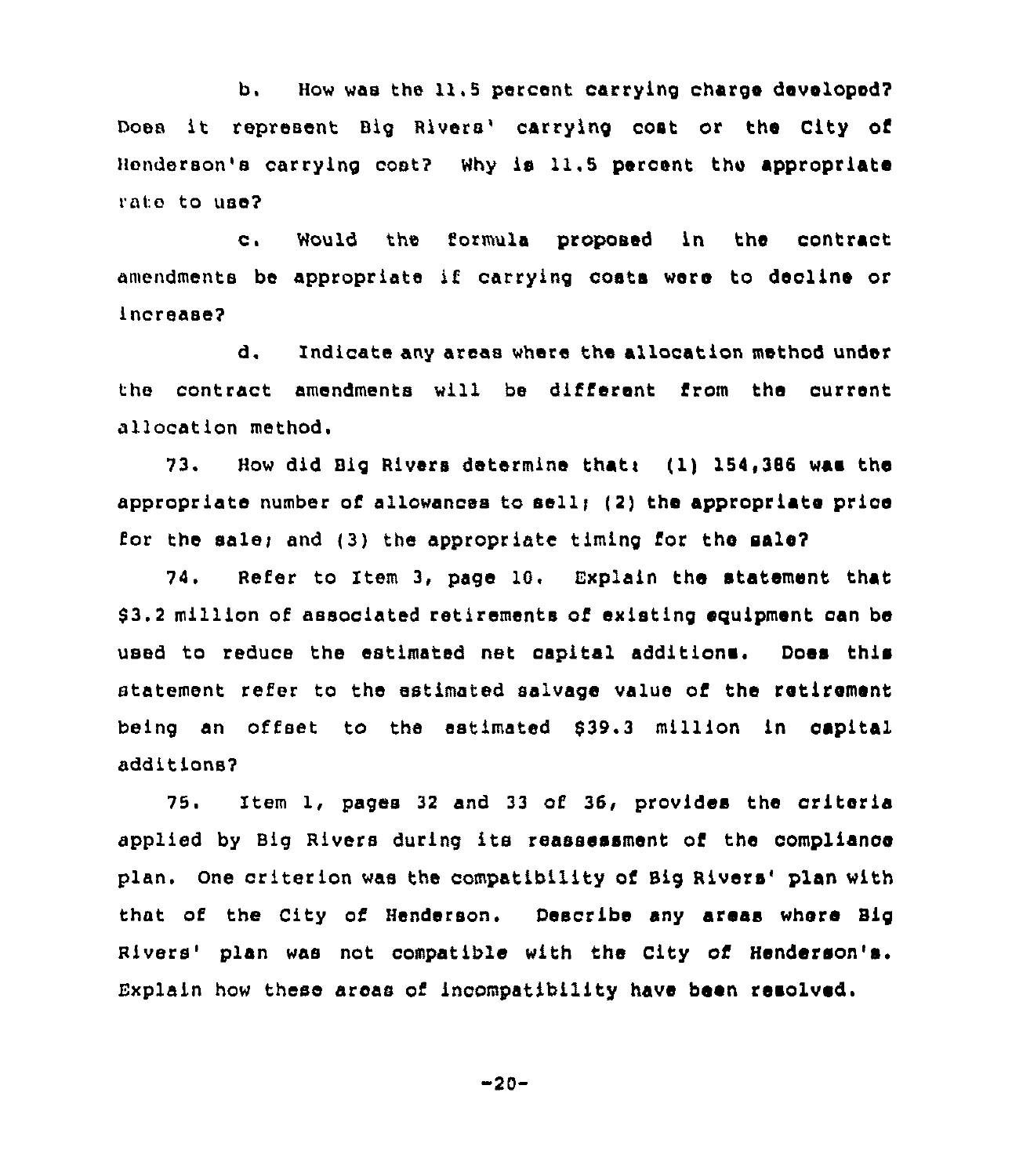b. How was the 11.5 percent carrying charge developed? Does it represent Big Rivers' carrying cost or the City of Henderson's carrying cost? Why is 11.5 percent the appropriate rate to use?

c. Would the formula proposed in the contract amendments be appropriate if carrying costs were to decline or increase?

d. Indicate any areas where the allocation method under the contract amendments will be different from the current allocation method.

73. How did Big Rivers determine that: (1) 154,386 was the appropriate number of allowances to sell; (2) the appropriate price for the sale; and (3) the appropriate timing for the sale?

74. Refer to Item 3, page 10. Explain the statement that $3.2 million of associated retirements of existing equipment can be used to reduce the estimated net capital additions. Does this statement refer to the estimated salvage value of the retirement being an offset to the estimated $39.3 million in capital additions?

75. Item 1, pages 32 and 33 of 36, provides the criteria applied by Big Rivers during its reassessment of the compliance plan. One criterion was the compatibility of Big Rivers' plan with that of the City of Henderson. Describe any areas where Big Rivers' plan was not compatible with the City of Henderson's. Explain how these areas of incompatibility have been resolved.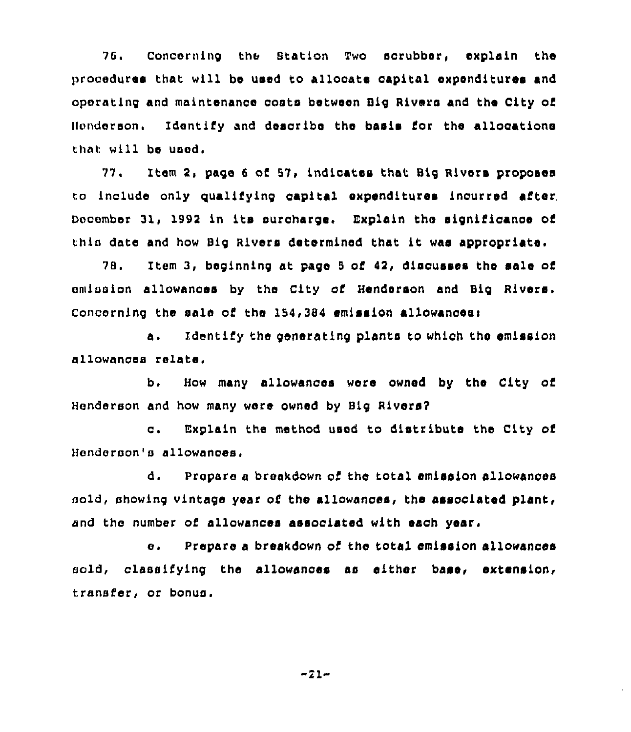76. Concerning the Station Two scrubber, explain the procedures that will be used to allocate capital expenditures and operating and maintenance costs between Big Rivers and the City of Henderson. Identify and describe the basis for the allocations that will be used.

77. Item 2, page 6 of 57, indicates that Big Rivers proposes to include only qualifying capital expenditures incurred after December 31, 1992 in its surcharge. Explain the significance of this date and how Big Rivers determined that it was appropriate.

78. Item 3, beginning at page 5 of 42, discusses the sale of emission allowances by the City of Henderson and Big Rivers. Concerning the sale of the 154,384 emission allowances:

a. Identify the generating plants to which the emission allowances relate.

b. How many allowances were owned by the City of Henderson and how many were owned by Big Rivers?

c. Explain the method used to distribute the City of Henderson's allowances.

d. Prepare a breakdown of the total emission allowances sold, showing vintage year of the allowances, the associated plant, and the number of allowances associated with each year.

e. Prepare a breakdown of the total emission allowances sold, classifying the allowances as either base, extension, transfer, or bonus.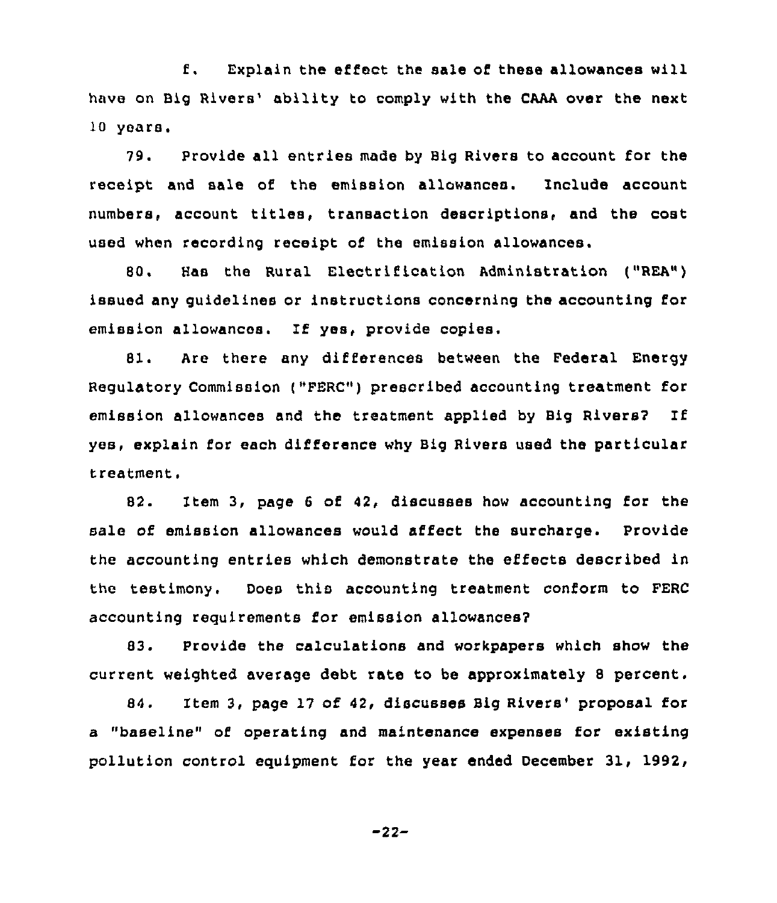f. Explain the effect the sale of these allowances will have on Big Rivers' ability to comply with the CAAA over the next 10 years.

79. Provide all entries made by Big Rivers to account for the receipt and sale of the emission allowances. Include account numbers, account titles, transaction descriptions, and the cost used when recording receipt of the emission allowances.

80. Has the Rural Electrification Administration ("REA") issued any guidelines or instructions concerning the accounting for emission allowances. If yes, provide copies.

81. Are there any differences between the Federal Energy Regulatory Commission ("FERC") prescribed accounting treatment for emission allowances and the treatment applied by Big Rivers? If yes, explain for each difference why Big Rivers used the particular treatment.

82. Item 3, page 6 of 42, discusses how accounting for the sale of emission allowances would affect the surcharge. Provide the accounting entries which demonstrate the effects described in the testimony. Does this accounting treatment conform to FERC accounting requirements for emission allowances?

83. Provide the calculations and workpapers which show the current weighted average debt rate to be approximately 8 percent.

84. Item 3, page 17 of 42, discusses Big Rivers' proposal for a "baseline" of operating and maintenance expenses for existing pollution control equipment for the year ended December 31, 1992,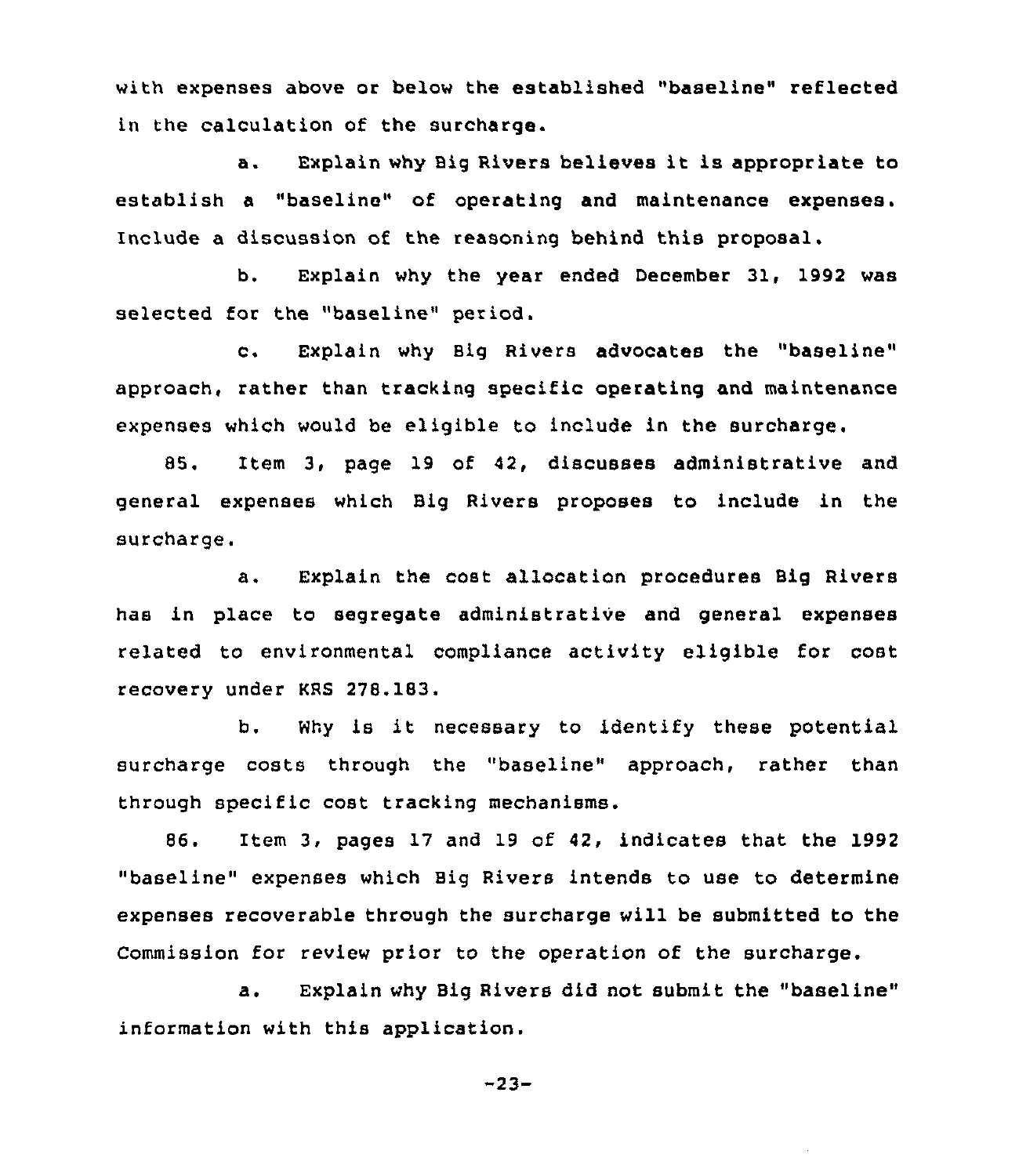with expenses above or below the established "baseline" reflected in the calculation of the surcharge.

a. Explain why Big Rivers believes it is appropriate to establish a "baseline" of operating and maintenance expenses. Include a discussion of the reasoning behind this proposal.

b. Explain why the year ended December 31, 1992 was selected for the "baseline" period.

c. Explain why Big Rivers advocates the "baseline" approach, rather than tracking specific operating and maintenance expenses which would be eligible to include in the surcharge.

85. Item 3, page 19 of 42, discusses administrative and general expenses which Big Rivers proposes to include in the surcharge.

a. Explain the cost allocation procedures Big Rivers has in place to segregate administrative and general expenses related to environmental compliance activity eligible for cost recovery under KRS 278.183.

b. Why is it necessary to identify these potential surcharge costs through the "baseline" approach, rather than through specific cost tracking mechanisms.

86. Item 3, pages 17 and 19 of 42, indicates that the 1992 "baseline" expenses which Big Rivers intends to use to determine expenses recoverable through the surcharge will be submitted to the Commission for review prior to the operation of the surcharge.

a. Explain why Big Rivers did not submit the "baseline" information with this application.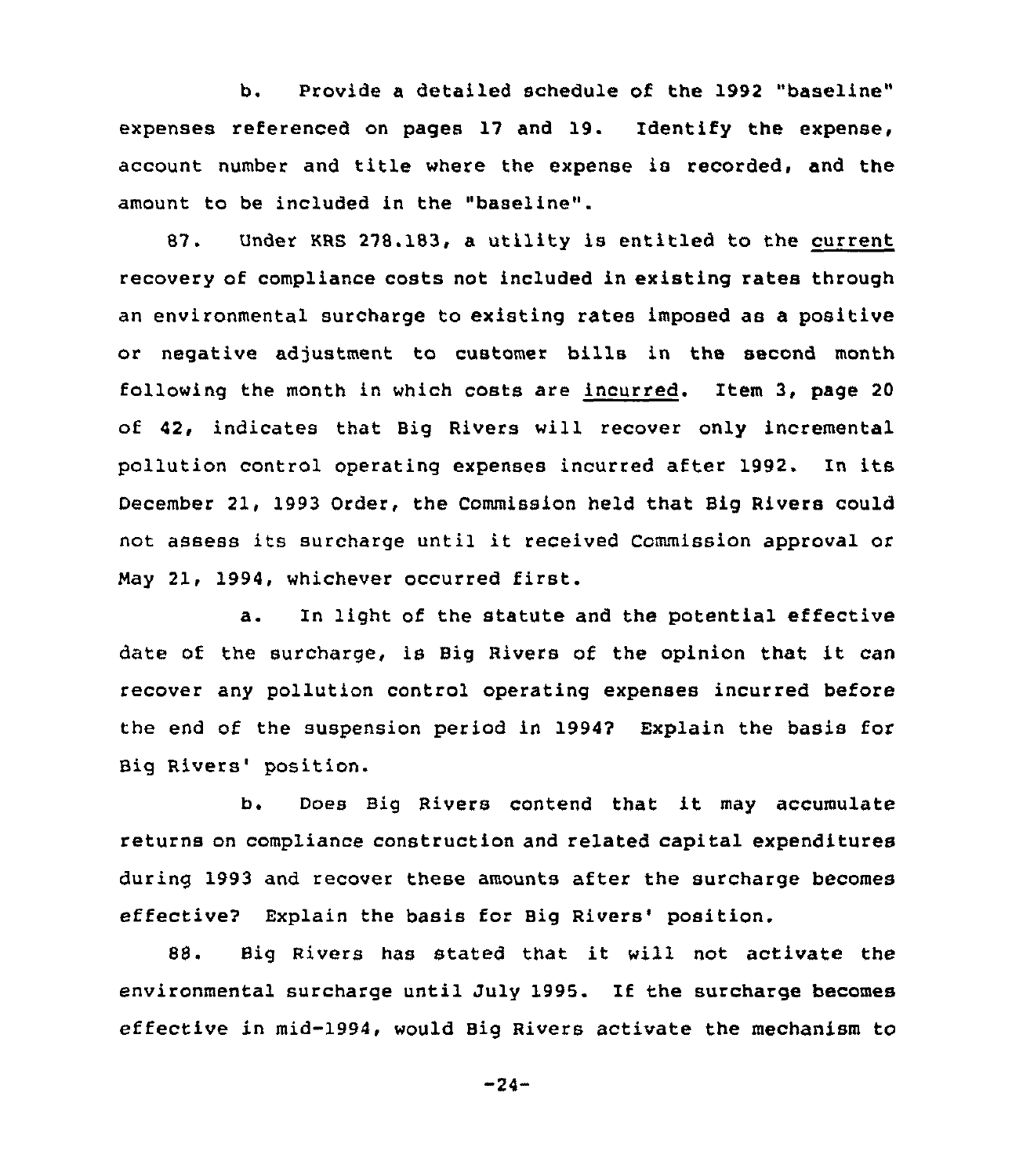b. Provide a detailed schedule of the 1992 "baseline" expenses referenced on pages 17 and 19. Identify the expense, account number and title where the expense is recorded, and the amount to be included in the "baseline".

87. Under KRS 278.183, a utility is entitled to the current recovery of compliance costs not included in existing rates through an environmental surcharge to existing rates imposed as a positive or negative adjustment to customer bills in the second month following the month in which costs are incurred. Item 3, page 20 of 42, indicates that Big Rivers will recover only incremental pollution control operating expenses incurred after 1992. In its December 21, 1993 Order, the Commission held that Big Rivers could not assess its surcharge until it received Commission approval or May 21, 1994, whichever occurred first.

a. In light of the statute and the potential effective date of the surcharge, is Big Rivers of the opinion that it can recover any pollution control operating expenses incurred before the end of the suspension period in 1994? Explain the basis for Big Rivers' position.

b. Does Big Rivers contend that it may accumulate returns on compliance construction and related capital expenditures during 1993 and recover these amounts after the surcharge becomes effective? Explain the basis for Big Rivers' position.

88. Big Rivers has stated that it will not activate the environmental surcharge until July 1995. If the surcharge becomes effective in mid-1994, would Big Rivers activate the mechanism to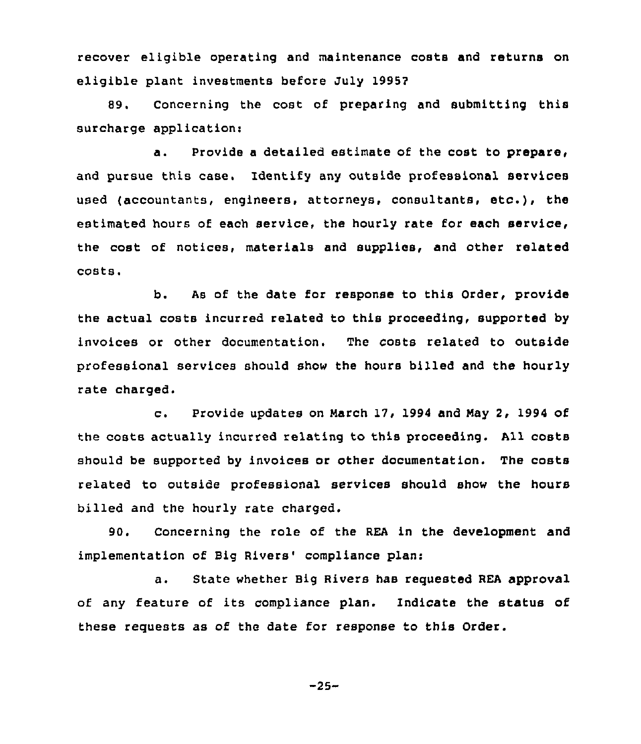recover eligible operating and maintenance costs and returns on eligible plant investments before July 1995?

89. Concerning the cost of preparing and submitting this surcharge application:

a. Provide a detailed estimate of the cost to prepare, and pursue this case. Identify any outside professional services used (accountants, engineers, attorneys, consultants, etc.), the estimated hours of each service, the hourly rate for each service, the cost of notices, materials and supplies, and other related costs.

b. As of the date for response to this Order, provide the actual costs incurred related to this proceeding, supported by invoices or other documentation. The costs related to outside professional services should show the hours billed and the hourly rate charged.

c. Provide updates on March 17, 1994 and May 2, 1994 of the costs actually incurred relating to this proceeding. All costs should be supported by invoices or other documentation. The costs related to outside professional services should show the hours billed and the hourly rate charged.

90. Concerning the role of the REA in the development and implementation of Big Rivers' compliance plan:

a. State whether Big Rivers has requested REA approval of any feature of its compliance plan. Indicate the status of these requests as of the date for response to this Order.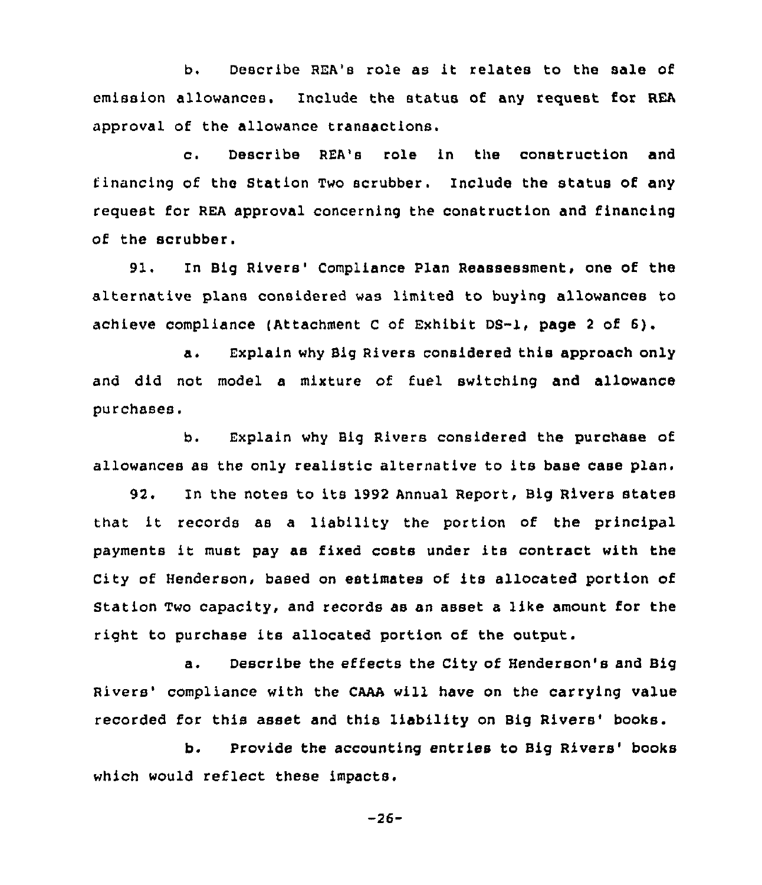b. Describe REA's role as it relates to the sale of emission allowances. Include the status of any request for REA approval of the allowance transactions.

c. Describe REA's role in the construction and financing of the Station Two scrubber. Include the status of any request for REA approval concerning the construction and financing of the scrubber.

91. In Big Rivers' Compliance Plan Reassessment, one of the alternative plans considered was limited to buying allowances to achieve compliance (Attachment C of Exhibit DS-1, page 2 of 6).

a. Explain why Big Rivers considered this approach only and did not model a mixture of fuel switching and allowance purchases.

b. Explain why Big Rivers considered the purchase of allowances as the only realistic alternative to its base case plan.

92. In the notes to its 1992 Annual Report, Big Rivers states that it records as a liability the portion of the principal payments it must pay as fixed costs under its contract with the City of Henderson, based on estimates of its allocated portion of Station Two capacity, and records as an asset a like amount for the right to purchase its allocated portion of the output.

a. Describe the effects the City of Henderson's and Big Rivers' compliance with the CAAA will have on the carrying value recorded for this asset and this liability on Big Rivers' books.

b. Provide the accounting entries to Big Rivers' books which would reflect these impacts.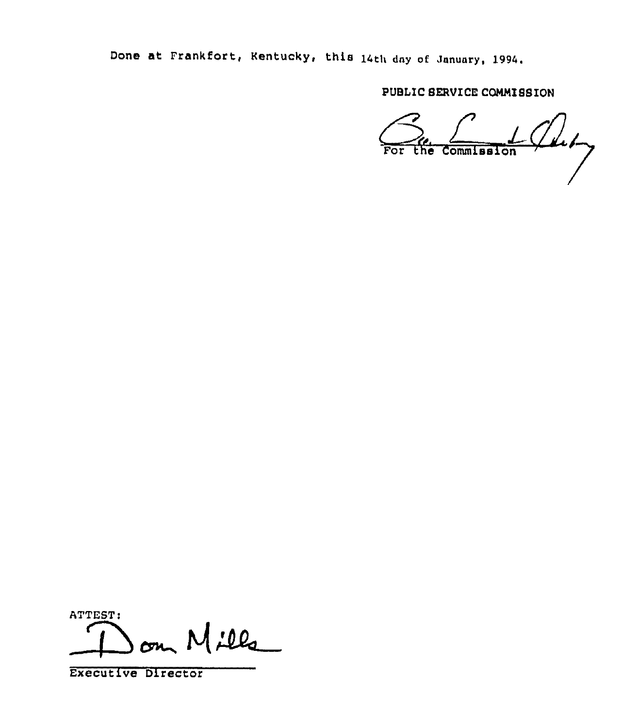Done at Frankfort, Kentucky, this 14th day of January, 1994.

PUBLIC SERVICE COMMISSION

For the Commission

ATTEST:

Executive Director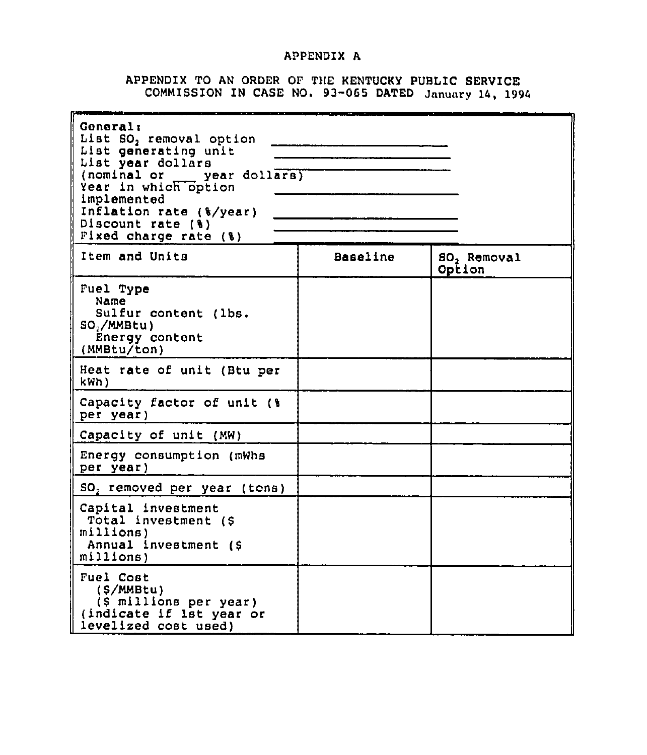# APPENDIX A

## APPENDIX TO AN ORDER OF THE KENTUCKY PUBLIC SERVICE COMMISSION IN CASE NO. 93-065 DATED January 14, 1994

**General:**

List $SO_2$ removal option ____________________

List generating unit ____________________

List year dollars ____________________

(nominal or ___ year dollars)

Year in which option implemented ____________________

Inflation rate (%/year) ____________________

Discount rate (%) ____________________

Fixed charge rate (%) ____________________

| Item and Units | Baseline | $SO_2$ Removal Option |
|---|---|---|
| Fuel Type<br>Name<br>Sulfur content (lbs. $SO_2$/MMBtu)<br>Energy content (MMBtu/ton) | | |
| Heat rate of unit (Btu per kWh) | | |
| Capacity factor of unit (% per year) | | |
| Capacity of unit (MW) | | |
| Energy consumption (mWhs per year) | | |
| $SO_2$ removed per year (tons) | | |
| Capital investment<br>Total investment ($ millions)<br>Annual investment ($ millions) | | |
| Fuel Cost<br>($/MMBtu)<br>($ millions per year)<br>(indicate if 1st year or levelized cost used) | | |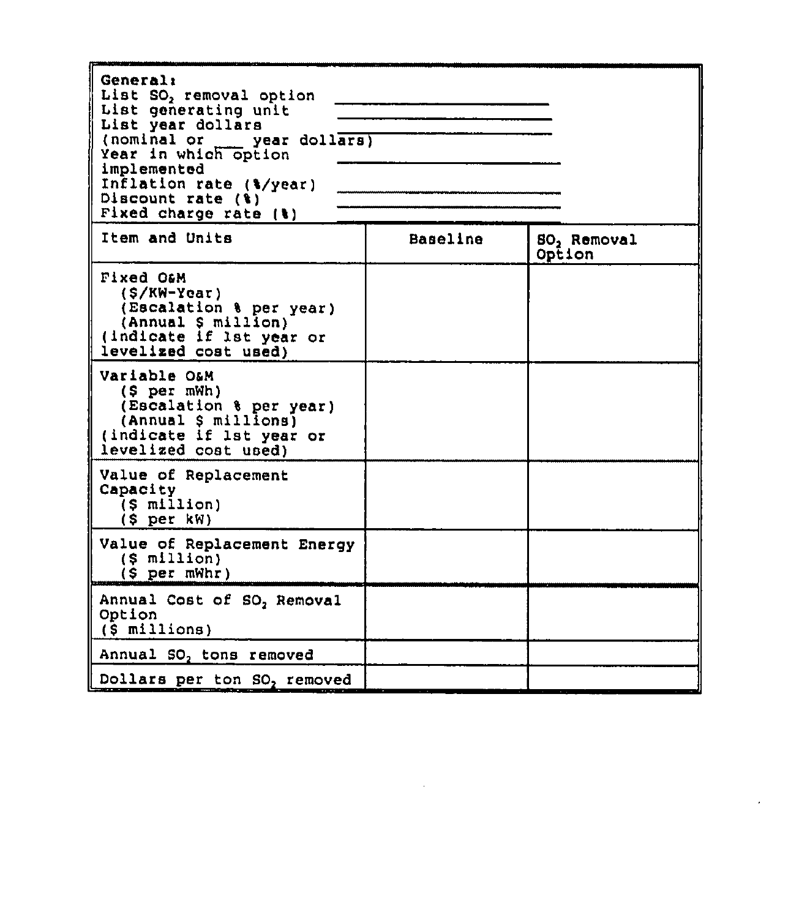General:
List $SO_2$ removal option \_\_\_\_\_\_\_\_\_\_\_\_\_\_\_\_\_\_\_\_
List generating unit \_\_\_\_\_\_\_\_\_\_\_\_\_\_\_\_\_\_\_\_
List year dollars \_\_\_\_\_\_\_\_\_\_\_\_\_\_\_\_\_\_\_\_
(nominal or \_\_\_ year dollars)
Year in which option implemented \_\_\_\_\_\_\_\_\_\_\_\_\_\_\_\_\_\_\_\_
Inflation rate (%/year) \_\_\_\_\_\_\_\_\_\_\_\_\_\_\_\_\_\_\_\_
Discount rate (%) \_\_\_\_\_\_\_\_\_\_\_\_\_\_\_\_\_\_\_\_
Fixed charge rate (%) \_\_\_\_\_\_\_\_\_\_\_\_\_\_\_\_\_\_\_\_

| Item and Units | Baseline | $SO_2$ Removal Option |
|---|---|---|
| Fixed O&M ($/KW-Year) (Escalation % per year) (Annual $ million) (indicate if 1st year or levelized cost used) | | |
| Variable O&M ($ per mWh) (Escalation % per year) (Annual $ millions) (indicate if 1st year or levelized cost used) | | |
| Value of Replacement Capacity ($ million) ($ per kW) | | |
| Value of Replacement Energy ($ million) ($ per mWhr) | | |
| Annual Cost of $SO_2$ Removal Option ($ millions) | | |
| Annual $SO_2$ tons removed | | |
| Dollars per ton $SO_2$ removed | | |